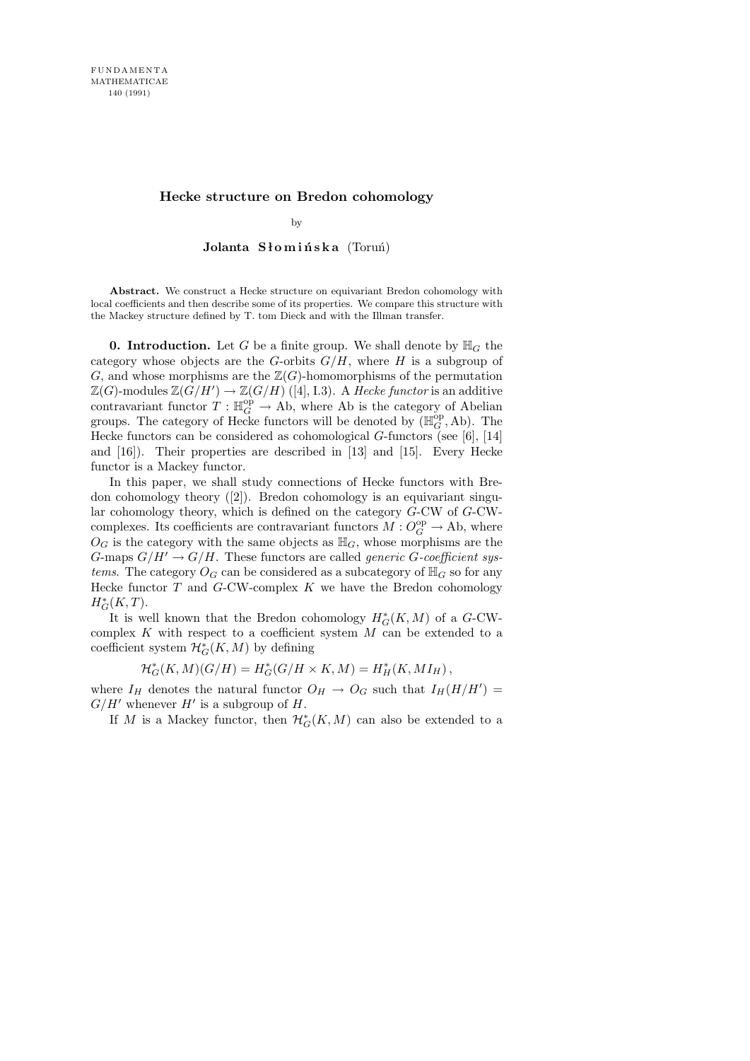FUNDAMENTA MATHEMATICAE 140 (1991)

# Hecke structure on Bredon cohomology

by

**Jolanta Słomińska** (Toruń)

**Abstract.** We construct a Hecke structure on equivariant Bredon cohomology with local coefficients and then describe some of its properties. We compare this structure with the Mackey structure defined by T. tom Dieck and with the Illman transfer.

**0. Introduction.** Let $G$ be a finite group. We shall denote by $\mathbb{H}_G$ the category whose objects are the $G$-orbits $G/H$, where $H$ is a subgroup of $G$, and whose morphisms are the $\mathbb{Z}(G)$-homomorphisms of the permutation $\mathbb{Z}(G)$-modules $\mathbb{Z}(G/H') \to \mathbb{Z}(G/H)$ ([4], I.3). A *Hecke functor* is an additive contravariant functor $T : \mathbb{H}_G^{\mathrm{op}} \to \mathrm{Ab}$, where Ab is the category of Abelian groups. The category of Hecke functors will be denoted by $(\mathbb{H}_G^{\mathrm{op}}, \mathrm{Ab})$. The Hecke functors can be considered as cohomological $G$-functors (see [6], [14] and [16]). Their properties are described in [13] and [15]. Every Hecke functor is a Mackey functor.

In this paper, we shall study connections of Hecke functors with Bredon cohomology theory ([2]). Bredon cohomology is an equivariant singular cohomology theory, which is defined on the category $G$-CW of $G$-CW-complexes. Its coefficients are contravariant functors $M : O_G^{\mathrm{op}} \to \mathrm{Ab}$, where $O_G$ is the category with the same objects as $\mathbb{H}_G$, whose morphisms are the $G$-maps $G/H' \to G/H$. These functors are called *generic $G$-coefficient systems*. The category $O_G$ can be considered as a subcategory of $\mathbb{H}_G$ so for any Hecke functor $T$ and $G$-CW-complex $K$ we have the Bredon cohomology $H_G^*(K, T)$.

It is well known that the Bredon cohomology $H_G^*(K, M)$ of a $G$-CW-complex $K$ with respect to a coefficient system $M$ can be extended to a coefficient system $\mathcal{H}_G^*(K, M)$ by defining

$$\mathcal{H}_G^*(K, M)(G/H) = H_G^*(G/H \times K, M) = H_H^*(K, MI_H)\,,$$

where $I_H$ denotes the natural functor $O_H \to O_G$ such that $I_H(H/H') = G/H'$ whenever $H'$ is a subgroup of $H$.

If $M$ is a Mackey functor, then $\mathcal{H}_G^*(K, M)$ can also be extended to a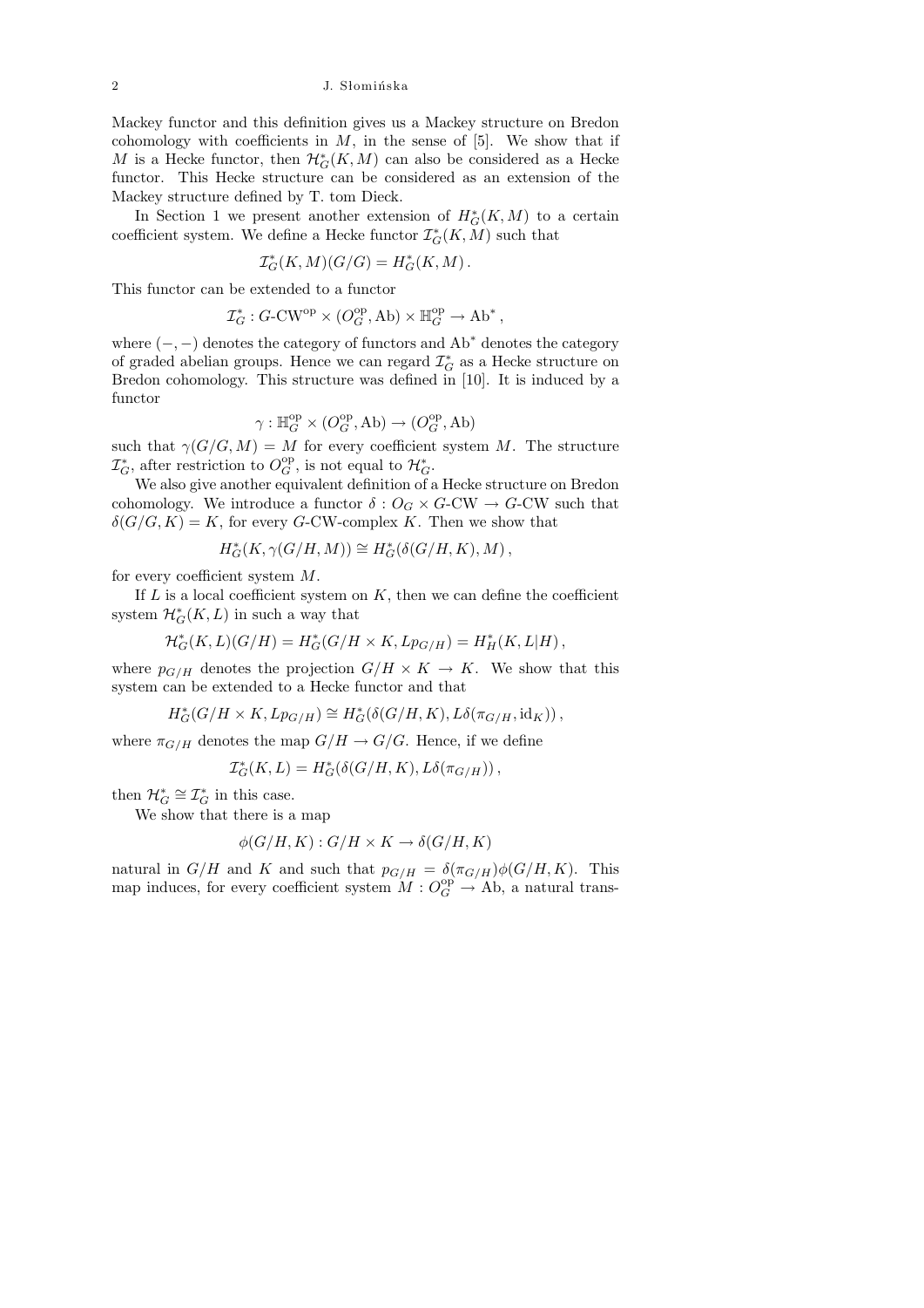Mackey functor and this definition gives us a Mackey structure on Bredon cohomology with coefficients in $M$, in the sense of [5]. We show that if $M$ is a Hecke functor, then $\mathcal{H}^*_G(K, M)$ can also be considered as a Hecke functor. This Hecke structure can be considered as an extension of the Mackey structure defined by T. tom Dieck.

In Section 1 we present another extension of $H^*_G(K, M)$ to a certain coefficient system. We define a Hecke functor $\mathcal{I}^*_G(K, M)$ such that

$$\mathcal{I}^*_G(K, M)(G/G) = H^*_G(K, M).$$

This functor can be extended to a functor

$$\mathcal{I}^*_G : G\text{-CW}^{\mathrm{op}} \times (O^{\mathrm{op}}_G, \mathrm{Ab}) \times \mathbb{H}^{\mathrm{op}}_G \to \mathrm{Ab}^*,$$

where $(-, -)$ denotes the category of functors and $\mathrm{Ab}^*$ denotes the category of graded abelian groups. Hence we can regard $\mathcal{I}^*_G$ as a Hecke structure on Bredon cohomology. This structure was defined in [10]. It is induced by a functor

$$\gamma : \mathbb{H}^{\mathrm{op}}_G \times (O^{\mathrm{op}}_G, \mathrm{Ab}) \to (O^{\mathrm{op}}_G, \mathrm{Ab})$$

such that $\gamma(G/G, M) = M$ for every coefficient system $M$. The structure $\mathcal{I}^*_G$, after restriction to $O^{\mathrm{op}}_G$, is not equal to $\mathcal{H}^*_G$.

We also give another equivalent definition of a Hecke structure on Bredon cohomology. We introduce a functor $\delta : O_G \times G\text{-CW} \to G\text{-CW}$ such that $\delta(G/G, K) = K$, for every $G$-CW-complex $K$. Then we show that

$$H^*_G(K, \gamma(G/H, M)) \cong H^*_G(\delta(G/H, K), M),$$

for every coefficient system $M$.

If $L$ is a local coefficient system on $K$, then we can define the coefficient system $\mathcal{H}^*_G(K, L)$ in such a way that

$$\mathcal{H}^*_G(K, L)(G/H) = H^*_G(G/H \times K, Lp_{G/H}) = H^*_H(K, L|H),$$

where $p_{G/H}$ denotes the projection $G/H \times K \to K$. We show that this system can be extended to a Hecke functor and that

$$H^*_G(G/H \times K, Lp_{G/H}) \cong H^*_G(\delta(G/H, K), L\delta(\pi_{G/H}, \mathrm{id}_K)),$$

where $\pi_{G/H}$ denotes the map $G/H \to G/G$. Hence, if we define

$$\mathcal{I}^*_G(K, L) = H^*_G(\delta(G/H, K), L\delta(\pi_{G/H})),$$

then $\mathcal{H}^*_G \cong \mathcal{I}^*_G$ in this case.

We show that there is a map

$$\phi(G/H, K) : G/H \times K \to \delta(G/H, K)$$

natural in $G/H$ and $K$ and such that $p_{G/H} = \delta(\pi_{G/H})\phi(G/H, K)$. This map induces, for every coefficient system $M : O^{\mathrm{op}}_G \to \mathrm{Ab}$, a natural trans-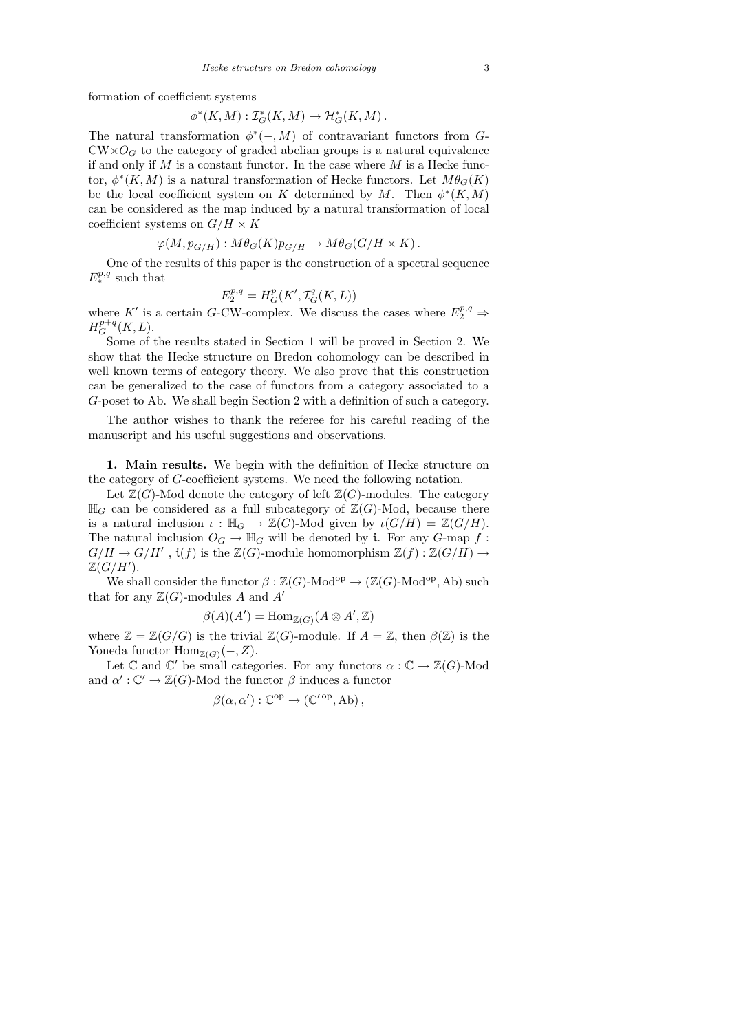formation of coefficient systems

$$\phi^*(K,M) : \mathcal{I}^*_G(K,M) \to \mathcal{H}^*_G(K,M)\,.$$

The natural transformation $\phi^*(-,M)$ of contravariant functors from $G$-CW$\times O_G$ to the category of graded abelian groups is a natural equivalence if and only if $M$ is a constant functor. In the case where $M$ is a Hecke functor, $\phi^*(K,M)$ is a natural transformation of Hecke functors. Let $M\theta_G(K)$ be the local coefficient system on $K$ determined by $M$. Then $\phi^*(K,M)$ can be considered as the map induced by a natural transformation of local coefficient systems on $G/H \times K$

$$\varphi(M, p_{G/H}) : M\theta_G(K)p_{G/H} \to M\theta_G(G/H \times K)\,.$$

One of the results of this paper is the construction of a spectral sequence $E^{p,q}_*$ such that

$$E^{p,q}_2 = H^p_G(K', \mathcal{I}^q_G(K,L))$$

where $K'$ is a certain $G$-CW-complex. We discuss the cases where $E^{p,q}_2 \Rightarrow H^{p+q}_G(K,L)$.

Some of the results stated in Section 1 will be proved in Section 2. We show that the Hecke structure on Bredon cohomology can be described in well known terms of category theory. We also prove that this construction can be generalized to the case of functors from a category associated to a $G$-poset to Ab. We shall begin Section 2 with a definition of such a category.

The author wishes to thank the referee for his careful reading of the manuscript and his useful suggestions and observations.

**1. Main results.** We begin with the definition of Hecke structure on the category of $G$-coefficient systems. We need the following notation.

Let $\mathbb{Z}(G)$-Mod denote the category of left $\mathbb{Z}(G)$-modules. The category $\mathbb{H}_G$ can be considered as a full subcategory of $\mathbb{Z}(G)$-Mod, because there is a natural inclusion $\iota : \mathbb{H}_G \to \mathbb{Z}(G)$-Mod given by $\iota(G/H) = \mathbb{Z}(G/H)$. The natural inclusion $O_G \to \mathbb{H}_G$ will be denoted by $\mathfrak{i}$. For any $G$-map $f : G/H \to G/H'$, $\mathfrak{i}(f)$ is the $\mathbb{Z}(G)$-module homomorphism $\mathbb{Z}(f) : \mathbb{Z}(G/H) \to \mathbb{Z}(G/H')$.

We shall consider the functor $\beta : \mathbb{Z}(G)\text{-Mod}^{\mathrm{op}} \to (\mathbb{Z}(G)\text{-Mod}^{\mathrm{op}}, \mathrm{Ab})$ such that for any $\mathbb{Z}(G)$-modules $A$ and $A'$

$$\beta(A)(A') = \mathrm{Hom}_{\mathbb{Z}(G)}(A \otimes A', \mathbb{Z})$$

where $\mathbb{Z} = \mathbb{Z}(G/G)$ is the trivial $\mathbb{Z}(G)$-module. If $A = \mathbb{Z}$, then $\beta(\mathbb{Z})$ is the Yoneda functor $\mathrm{Hom}_{\mathbb{Z}(G)}(-, Z)$.

Let $\mathbb{C}$ and $\mathbb{C}'$ be small categories. For any functors $\alpha : \mathbb{C} \to \mathbb{Z}(G)$-Mod and $\alpha' : \mathbb{C}' \to \mathbb{Z}(G)$-Mod the functor $\beta$ induces a functor

$$\beta(\alpha, \alpha') : \mathbb{C}^{\mathrm{op}} \to (\mathbb{C}'^{\,\mathrm{op}}, \mathrm{Ab})\,,$$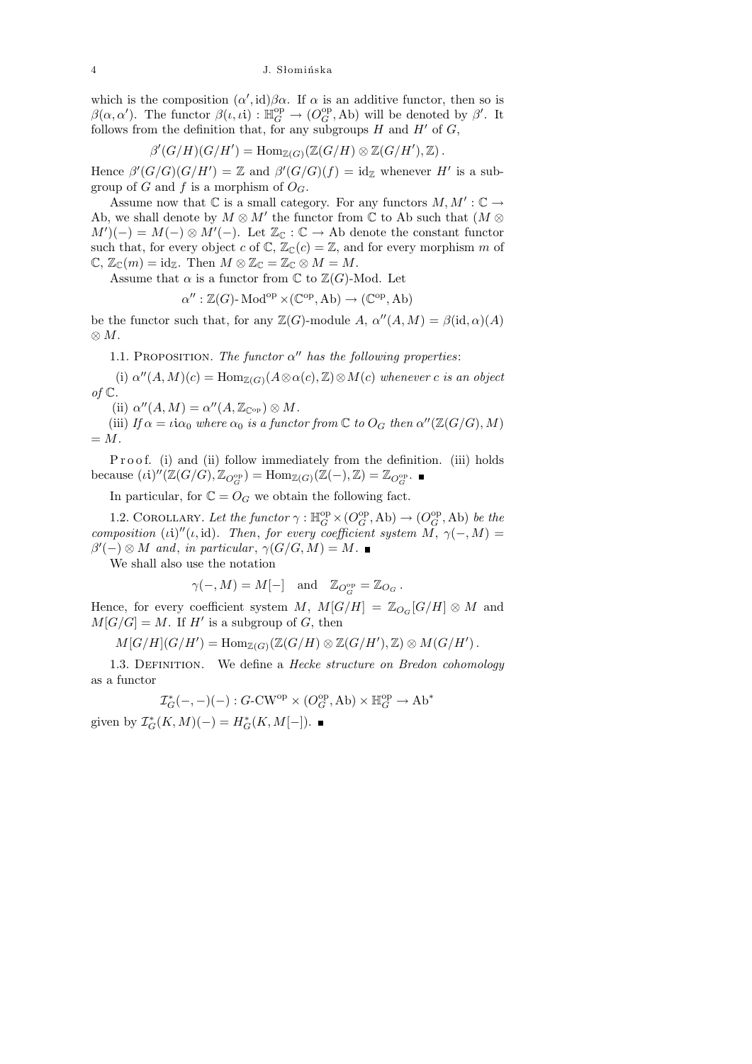which is the composition $(\alpha', \mathrm{id})\beta\alpha$. If $\alpha$ is an additive functor, then so is $\beta(\alpha, \alpha')$. The functor $\beta(\iota, \iota\mathrm{i}) : \mathbb{H}_G^{\mathrm{op}} \to (O_G^{\mathrm{op}}, \mathrm{Ab})$ will be denoted by $\beta'$. It follows from the definition that, for any subgroups $H$ and $H'$ of $G$,

$$\beta'(G/H)(G/H') = \mathrm{Hom}_{\mathbb{Z}(G)}(\mathbb{Z}(G/H) \otimes \mathbb{Z}(G/H'), \mathbb{Z}) .$$

Hence $\beta'(G/G)(G/H') = \mathbb{Z}$ and $\beta'(G/G)(f) = \mathrm{id}_{\mathbb{Z}}$ whenever $H'$ is a subgroup of $G$ and $f$ is a morphism of $O_G$.

Assume now that $\mathbb{C}$ is a small category. For any functors $M, M' : \mathbb{C} \to \mathrm{Ab}$, we shall denote by $M \otimes M'$ the functor from $\mathbb{C}$ to Ab such that $(M \otimes M')(-) = M(-) \otimes M'(-)$. Let $\mathbb{Z}_{\mathbb{C}} : \mathbb{C} \to \mathrm{Ab}$ denote the constant functor such that, for every object $c$ of $\mathbb{C}$, $\mathbb{Z}_{\mathbb{C}}(c) = \mathbb{Z}$, and for every morphism $m$ of $\mathbb{C}$, $\mathbb{Z}_{\mathbb{C}}(m) = \mathrm{id}_{\mathbb{Z}}$. Then $M \otimes \mathbb{Z}_{\mathbb{C}} = \mathbb{Z}_{\mathbb{C}} \otimes M = M$.

Assume that $\alpha$ is a functor from $\mathbb{C}$ to $\mathbb{Z}(G)$-Mod. Let

$$\alpha'' : \mathbb{Z}(G)\text{-}\mathrm{Mod}^{\mathrm{op}} \times (\mathbb{C}^{\mathrm{op}}, \mathrm{Ab}) \to (\mathbb{C}^{\mathrm{op}}, \mathrm{Ab})$$

be the functor such that, for any $\mathbb{Z}(G)$-module $A$, $\alpha''(A, M) = \beta(\mathrm{id}, \alpha)(A) \otimes M$.

1.1. Proposition. *The functor $\alpha''$ has the following properties*:

(i) $\alpha''(A, M)(c) = \mathrm{Hom}_{\mathbb{Z}(G)}(A \otimes \alpha(c), \mathbb{Z}) \otimes M(c)$ *whenever $c$ is an object of* $\mathbb{C}$.

(ii) $\alpha''(A, M) = \alpha''(A, \mathbb{Z}_{\mathbb{C}^{\mathrm{op}}}) \otimes M$.

(iii) *If $\alpha = \iota\mathrm{i}\alpha_0$ where $\alpha_0$ is a functor from $\mathbb{C}$ to $O_G$ then* $\alpha''(\mathbb{Z}(G/G), M) = M$.

Proof. (i) and (ii) follow immediately from the definition. (iii) holds because $(\iota\mathrm{i})''(\mathbb{Z}(G/G), \mathbb{Z}_{O_G^{\mathrm{op}}}) = \mathrm{Hom}_{\mathbb{Z}(G)}(\mathbb{Z}(-), \mathbb{Z}) = \mathbb{Z}_{O_G^{\mathrm{op}}}$. ∎

In particular, for $\mathbb{C} = O_G$ we obtain the following fact.

1.2. Corollary. *Let the functor $\gamma : \mathbb{H}_G^{\mathrm{op}} \times (O_G^{\mathrm{op}}, \mathrm{Ab}) \to (O_G^{\mathrm{op}}, \mathrm{Ab})$ be the composition $(\iota\mathrm{i})''(\iota, \mathrm{id})$. Then, for every coefficient system $M$, $\gamma(-, M) = \beta'(-) \otimes M$ and, in particular, $\gamma(G/G, M) = M$.* ∎

We shall also use the notation

$$\gamma(-, M) = M[-] \quad \text{and} \quad \mathbb{Z}_{O_G^{\mathrm{op}}} = \mathbb{Z}_{O_G} .$$

Hence, for every coefficient system $M$, $M[G/H] = \mathbb{Z}_{O_G}[G/H] \otimes M$ and $M[G/G] = M$. If $H'$ is a subgroup of $G$, then

$$M[G/H](G/H') = \mathrm{Hom}_{\mathbb{Z}(G)}(\mathbb{Z}(G/H) \otimes \mathbb{Z}(G/H'), \mathbb{Z}) \otimes M(G/H') .$$

1.3. Definition. We define a *Hecke structure on Bredon cohomology* as a functor

$$\mathcal{I}_G^*(-,-)(-) : G\text{-}\mathrm{CW}^{\mathrm{op}} \times (O_G^{\mathrm{op}}, \mathrm{Ab}) \times \mathbb{H}_G^{\mathrm{op}} \to \mathrm{Ab}^*$$

given by $\mathcal{I}_G^*(K, M)(-) = H_G^*(K, M[-])$. ∎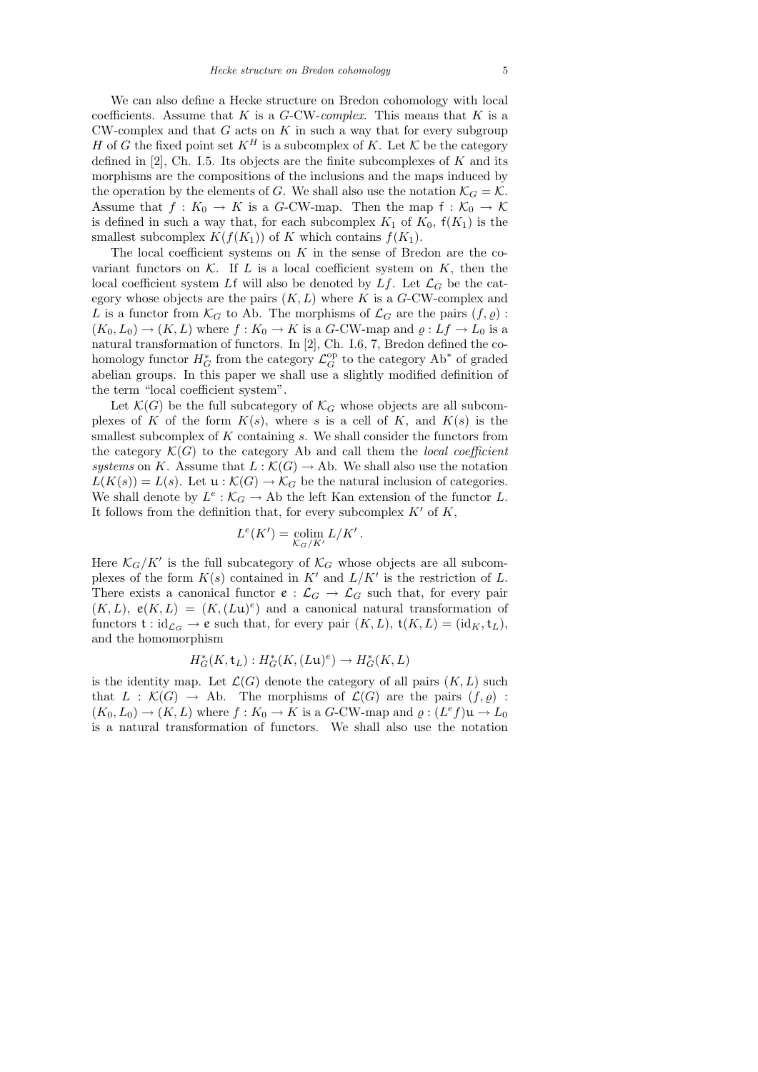We can also define a Hecke structure on Bredon cohomology with local coefficients. Assume that $K$ is a $G$-CW-*complex*. This means that $K$ is a CW-complex and that $G$ acts on $K$ in such a way that for every subgroup $H$ of $G$ the fixed point set $K^H$ is a subcomplex of $K$. Let $\mathcal{K}$ be the category defined in [2], Ch. I.5. Its objects are the finite subcomplexes of $K$ and its morphisms are the compositions of the inclusions and the maps induced by the operation by the elements of $G$. We shall also use the notation $\mathcal{K}_G = \mathcal{K}$. Assume that $f : K_0 \to K$ is a $G$-CW-map. Then the map $\mathsf{f} : \mathcal{K}_0 \to \mathcal{K}$ is defined in such a way that, for each subcomplex $K_1$ of $K_0$, $\mathsf{f}(K_1)$ is the smallest subcomplex $K(f(K_1))$ of $K$ which contains $f(K_1)$.

The local coefficient systems on $K$ in the sense of Bredon are the covariant functors on $\mathcal{K}$. If $L$ is a local coefficient system on $K$, then the local coefficient system $L\mathsf{f}$ will also be denoted by $Lf$. Let $\mathcal{L}_G$ be the category whose objects are the pairs $(K, L)$ where $K$ is a $G$-CW-complex and $L$ is a functor from $\mathcal{K}_G$ to Ab. The morphisms of $\mathcal{L}_G$ are the pairs $(f, \varrho) : (K_0, L_0) \to (K, L)$ where $f : K_0 \to K$ is a $G$-CW-map and $\varrho : Lf \to L_0$ is a natural transformation of functors. In [2], Ch. I.6, 7, Bredon defined the cohomology functor $H^*_G$ from the category $\mathcal{L}_G^{\mathrm{op}}$ to the category $\mathrm{Ab}^*$ of graded abelian groups. In this paper we shall use a slightly modified definition of the term "local coefficient system".

Let $\mathcal{K}(G)$ be the full subcategory of $\mathcal{K}_G$ whose objects are all subcomplexes of $K$ of the form $K(s)$, where $s$ is a cell of $K$, and $K(s)$ is the smallest subcomplex of $K$ containing $s$. We shall consider the functors from the category $\mathcal{K}(G)$ to the category Ab and call them the *local coefficient systems* on $K$. Assume that $L : \mathcal{K}(G) \to \mathrm{Ab}$. We shall also use the notation $L(K(s)) = L(s)$. Let $\mathfrak{u} : \mathcal{K}(G) \to \mathcal{K}_G$ be the natural inclusion of categories. We shall denote by $L^e : \mathcal{K}_G \to \mathrm{Ab}$ the left Kan extension of the functor $L$. It follows from the definition that, for every subcomplex $K'$ of $K$,

$$L^e(K') = \operatorname*{colim}_{\mathcal{K}_G/K'} L/K' \,.$$

Here $\mathcal{K}_G/K'$ is the full subcategory of $\mathcal{K}_G$ whose objects are all subcomplexes of the form $K(s)$ contained in $K'$ and $L/K'$ is the restriction of $L$. There exists a canonical functor $\mathfrak{e} : \mathcal{L}_G \to \mathcal{L}_G$ such that, for every pair $(K, L)$, $\mathfrak{e}(K, L) = (K, (L\mathfrak{u})^e)$ and a canonical natural transformation of functors $\mathfrak{t} : \mathrm{id}_{\mathcal{L}_G} \to \mathfrak{e}$ such that, for every pair $(K, L)$, $\mathfrak{t}(K, L) = (\mathrm{id}_K, \mathfrak{t}_L)$, and the homomorphism

$$H^*_G(K, \mathfrak{t}_L) : H^*_G(K, (L\mathfrak{u})^e) \to H^*_G(K, L)$$

is the identity map. Let $\mathcal{L}(G)$ denote the category of all pairs $(K, L)$ such that $L : \mathcal{K}(G) \to \mathrm{Ab}$. The morphisms of $\mathcal{L}(G)$ are the pairs $(f, \varrho) : (K_0, L_0) \to (K, L)$ where $f : K_0 \to K$ is a $G$-CW-map and $\varrho : (L^e f)\mathfrak{u} \to L_0$ is a natural transformation of functors. We shall also use the notation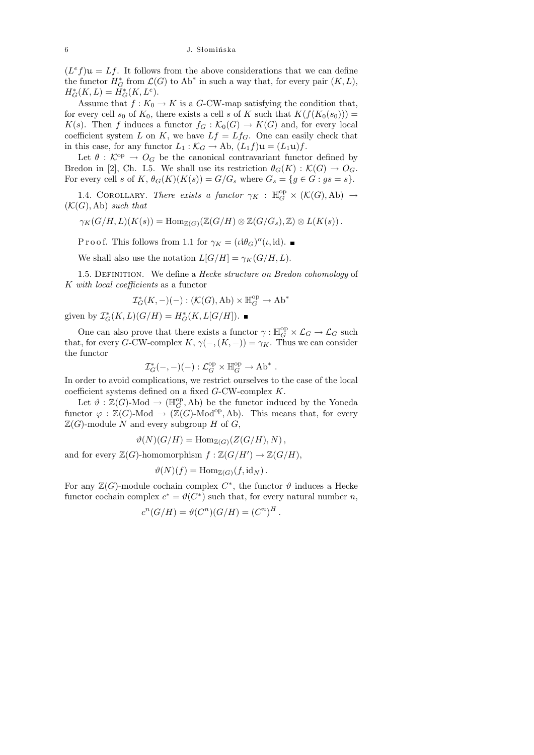$(L^e f)\mathfrak{u} = Lf$. It follows from the above considerations that we can define the functor $H^*_G$ from $\mathcal{L}(G)$ to $\mathrm{Ab}^*$ in such a way that, for every pair $(K, L)$, $H^*_G(K, L) = H^*_G(K, L^e)$.

Assume that $f : K_0 \to K$ is a $G$-CW-map satisfying the condition that, for every cell $s_0$ of $K_0$, there exists a cell $s$ of $K$ such that $K(f(K_0(s_0))) = K(s)$. Then $f$ induces a functor $f_G : \mathcal{K}_0(G) \to K(G)$ and, for every local coefficient system $L$ on $K$, we have $Lf = Lf_G$. One can easily check that in this case, for any functor $L_1 : \mathcal{K}_G \to \mathrm{Ab}$, $(L_1 f)\mathfrak{u} = (L_1 \mathfrak{u})f$.

Let $\theta : \mathcal{K}^{\mathrm{op}} \to O_G$ be the canonical contravariant functor defined by Bredon in [2], Ch. I.5. We shall use its restriction $\theta_G(K) : \mathcal{K}(G) \to O_G$. For every cell $s$ of $K$, $\theta_G(K)(K(s)) = G/G_s$ where $G_s = \{g \in G : gs = s\}$.

1.4. Corollary. *There exists a functor* $\gamma_K : \mathbb{H}^{\mathrm{op}}_G \times (\mathcal{K}(G), \mathrm{Ab}) \to (\mathcal{K}(G), \mathrm{Ab})$ *such that*

$$\gamma_K(G/H, L)(K(s)) = \mathrm{Hom}_{\mathbb{Z}(G)}(\mathbb{Z}(G/H) \otimes \mathbb{Z}(G/G_s), \mathbb{Z}) \otimes L(K(s))\,.$$

Proof. This follows from 1.1 for $\gamma_K = (\iota\hat{\imath}\theta_G)''(\iota, \mathrm{id})$. ∎

We shall also use the notation $L[G/H] = \gamma_K(G/H, L)$.

1.5. Definition. We define a *Hecke structure on Bredon cohomology* of $K$ *with local coefficients* as a functor

$$\mathcal{I}^*_G(K, -)(-) : (\mathcal{K}(G), \mathrm{Ab}) \times \mathbb{H}^{\mathrm{op}}_G \to \mathrm{Ab}^*$$

given by $\mathcal{I}^*_G(K, L)(G/H) = H^*_G(K, L[G/H])$. ∎

One can also prove that there exists a functor $\gamma : \mathbb{H}^{\mathrm{op}}_G \times \mathcal{L}_G \to \mathcal{L}_G$ such that, for every $G$-CW-complex $K$, $\gamma(-, (K, -)) = \gamma_K$. Thus we can consider the functor

$$\mathcal{I}^*_G(-, -)(-) : \mathcal{L}^{\mathrm{op}}_G \times \mathbb{H}^{\mathrm{op}}_G \to \mathrm{Ab}^*\,.$$

In order to avoid complications, we restrict ourselves to the case of the local coefficient systems defined on a fixed $G$-CW-complex $K$.

Let $\vartheta : \mathbb{Z}(G)\text{-Mod} \to (\mathbb{H}^{\mathrm{op}}_G, \mathrm{Ab})$ be the functor induced by the Yoneda functor $\varphi : \mathbb{Z}(G)\text{-Mod} \to (\mathbb{Z}(G)\text{-Mod}^{\mathrm{op}}, \mathrm{Ab})$. This means that, for every $\mathbb{Z}(G)$-module $N$ and every subgroup $H$ of $G$,

$$\vartheta(N)(G/H) = \mathrm{Hom}_{\mathbb{Z}(G)}(Z(G/H), N)\,,$$

and for every $\mathbb{Z}(G)$-homomorphism $f : \mathbb{Z}(G/H') \to \mathbb{Z}(G/H)$,

$$\vartheta(N)(f) = \mathrm{Hom}_{\mathbb{Z}(G)}(f, \mathrm{id}_N)\,.$$

For any $\mathbb{Z}(G)$-module cochain complex $C^*$, the functor $\vartheta$ induces a Hecke functor cochain complex $c^* = \vartheta(C^*)$ such that, for every natural number $n$,

$$c^n(G/H) = \vartheta(C^n)(G/H) = (C^n)^H\,.$$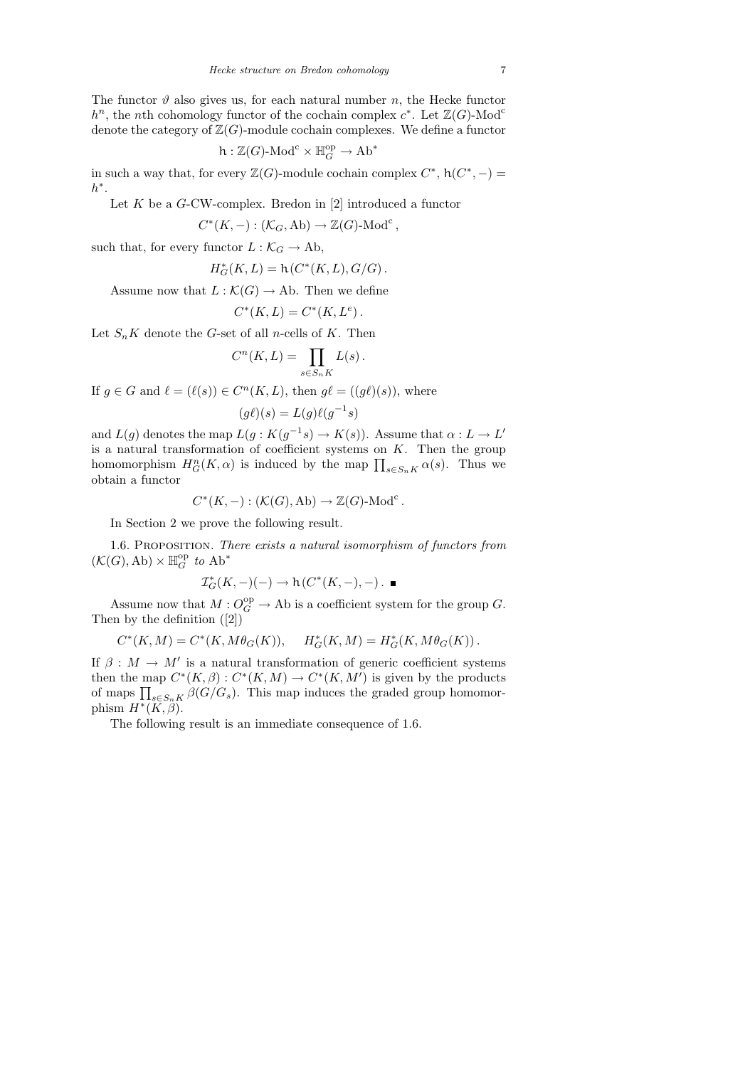The functor $\vartheta$ also gives us, for each natural number $n$, the Hecke functor $h^n$, the $n$th cohomology functor of the cochain complex $c^*$. Let $\mathbb{Z}(G)\text{-Mod}^{\mathrm{c}}$ denote the category of $\mathbb{Z}(G)$-module cochain complexes. We define a functor

$$\mathtt{h} : \mathbb{Z}(G)\text{-Mod}^{\mathrm{c}} \times \mathbb{H}_G^{\mathrm{op}} \to \mathrm{Ab}^*$$

in such a way that, for every $\mathbb{Z}(G)$-module cochain complex $C^*$, $\mathtt{h}(C^*, -) = h^*$.

Let $K$ be a $G$-CW-complex. Bredon in [2] introduced a functor

$$C^*(K, -) : (\mathcal{K}_G, \mathrm{Ab}) \to \mathbb{Z}(G)\text{-Mod}^{\mathrm{c}},$$

such that, for every functor $L : \mathcal{K}_G \to \mathrm{Ab}$,

$$H_G^*(K, L) = \mathtt{h}(C^*(K, L), G/G).$$

Assume now that $L : \mathcal{K}(G) \to \mathrm{Ab}$. Then we define

$$C^*(K, L) = C^*(K, L^e).$$

Let $S_n K$ denote the $G$-set of all $n$-cells of $K$. Then

$$C^n(K, L) = \prod_{s \in S_n K} L(s).$$

If $g \in G$ and $\ell = (\ell(s)) \in C^n(K, L)$, then $g\ell = ((g\ell)(s))$, where

$$(g\ell)(s) = L(g)\ell(g^{-1}s)$$

and $L(g)$ denotes the map $L(g : K(g^{-1}s) \to K(s))$. Assume that $\alpha : L \to L'$ is a natural transformation of coefficient systems on $K$. Then the group homomorphism $H_G^n(K, \alpha)$ is induced by the map $\prod_{s \in S_n K} \alpha(s)$. Thus we obtain a functor

$$C^*(K, -) : (\mathcal{K}(G), \mathrm{Ab}) \to \mathbb{Z}(G)\text{-Mod}^{\mathrm{c}}.$$

In Section 2 we prove the following result.

1.6. Proposition. *There exists a natural isomorphism of functors from* $(\mathcal{K}(G), \mathrm{Ab}) \times \mathbb{H}_G^{\mathrm{op}}$ *to* $\mathrm{Ab}^*$

$$\mathcal{I}_G^*(K, -)(-) \to \mathtt{h}(C^*(K, -), -). \ \blacksquare$$

Assume now that $M : O_G^{\mathrm{op}} \to \mathrm{Ab}$ is a coefficient system for the group $G$. Then by the definition ([2])

$$C^*(K, M) = C^*(K, M\theta_G(K)), \quad H_G^*(K, M) = H_G^*(K, M\theta_G(K)).$$

If $\beta : M \to M'$ is a natural transformation of generic coefficient systems then the map $C^*(K, \beta) : C^*(K, M) \to C^*(K, M')$ is given by the products of maps $\prod_{s \in S_n K} \beta(G/G_s)$. This map induces the graded group homomorphism $H^*(K, \beta)$.

The following result is an immediate consequence of 1.6.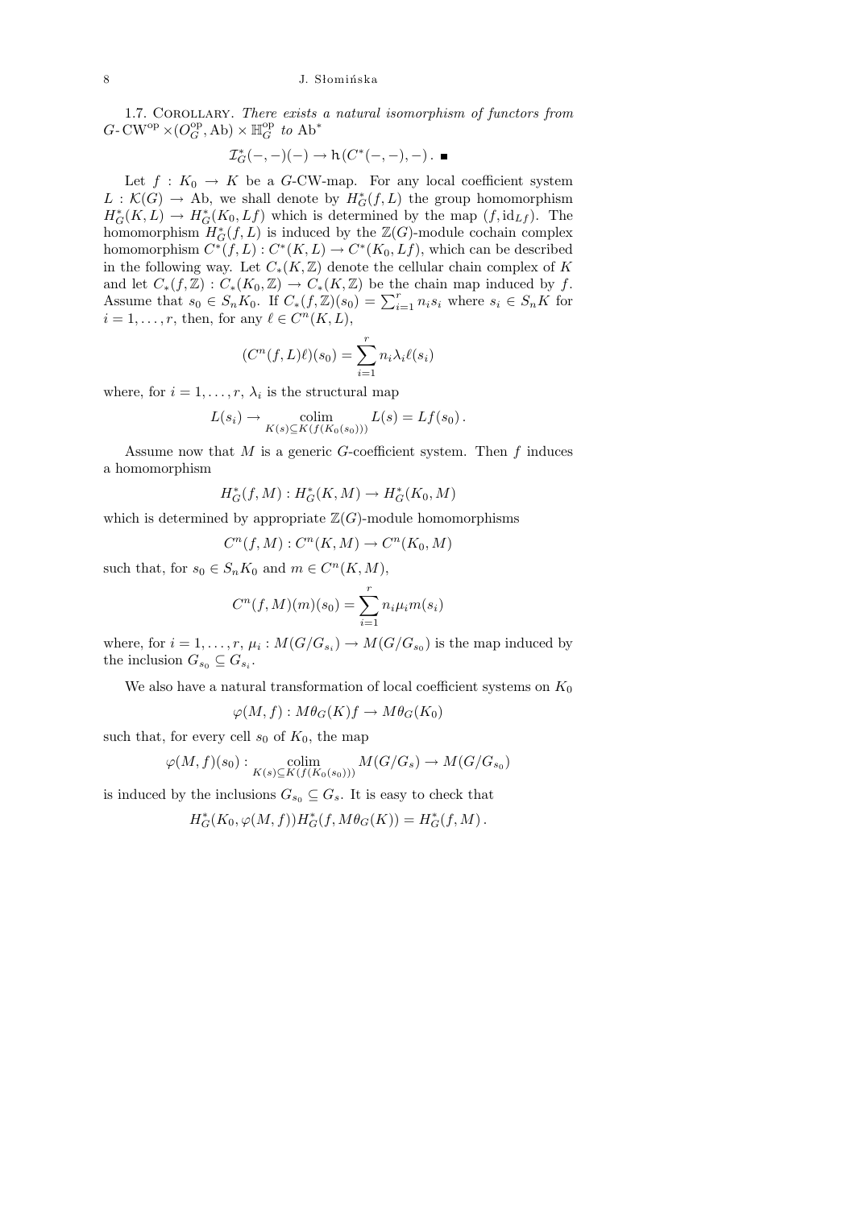1.7. Corollary. *There exists a natural isomorphism of functors from* $G\text{-}\mathrm{CW}^{\mathrm{op}} \times (O_G^{\mathrm{op}}, \mathrm{Ab}) \times \mathbb{H}_G^{\mathrm{op}}$ *to* $\mathrm{Ab}^*$

$$\mathcal{I}_G^*(-,-)(-) \to \mathtt{h}(C^*(-,-),-)\,. \ \blacksquare$$

Let $f : K_0 \to K$ be a $G$-CW-map. For any local coefficient system $L : \mathcal{K}(G) \to \mathrm{Ab}$, we shall denote by $H_G^*(f, L)$ the group homomorphism $H_G^*(K, L) \to H_G^*(K_0, Lf)$ which is determined by the map $(f, \mathrm{id}_{Lf})$. The homomorphism $H_G^*(f, L)$ is induced by the $\mathbb{Z}(G)$-module cochain complex homomorphism $C^*(f, L) : C^*(K, L) \to C^*(K_0, Lf)$, which can be described in the following way. Let $C_*(K, \mathbb{Z})$ denote the cellular chain complex of $K$ and let $C_*(f, \mathbb{Z}) : C_*(K_0, \mathbb{Z}) \to C_*(K, \mathbb{Z})$ be the chain map induced by $f$. Assume that $s_0 \in S_n K_0$. If $C_*(f, \mathbb{Z})(s_0) = \sum_{i=1}^r n_i s_i$ where $s_i \in S_n K$ for $i = 1, \ldots, r$, then, for any $\ell \in C^n(K, L)$,

$$(C^n(f, L)\ell)(s_0) = \sum_{i=1}^r n_i \lambda_i \ell(s_i)$$

where, for $i = 1, \ldots, r$, $\lambda_i$ is the structural map

$$L(s_i) \to \operatorname*{colim}_{K(s) \subseteq K(f(K_0(s_0)))} L(s) = Lf(s_0)\,.$$

Assume now that $M$ is a generic $G$-coefficient system. Then $f$ induces a homomorphism

$$H_G^*(f, M) : H_G^*(K, M) \to H_G^*(K_0, M)$$

which is determined by appropriate $\mathbb{Z}(G)$-module homomorphisms

$$C^n(f, M) : C^n(K, M) \to C^n(K_0, M)$$

such that, for $s_0 \in S_n K_0$ and $m \in C^n(K, M)$,

$$C^n(f, M)(m)(s_0) = \sum_{i=1}^r n_i \mu_i m(s_i)$$

where, for $i = 1, \ldots, r$, $\mu_i : M(G/G_{s_i}) \to M(G/G_{s_0})$ is the map induced by the inclusion $G_{s_0} \subseteq G_{s_i}$.

We also have a natural transformation of local coefficient systems on $K_0$

$$\varphi(M, f) : M\theta_G(K)f \to M\theta_G(K_0)$$

such that, for every cell $s_0$ of $K_0$, the map

$$\varphi(M, f)(s_0) : \operatorname*{colim}_{K(s) \subseteq K(f(K_0(s_0)))} M(G/G_s) \to M(G/G_{s_0})$$

is induced by the inclusions $G_{s_0} \subseteq G_s$. It is easy to check that

$$H_G^*(K_0, \varphi(M, f)) H_G^*(f, M\theta_G(K)) = H_G^*(f, M)\,.$$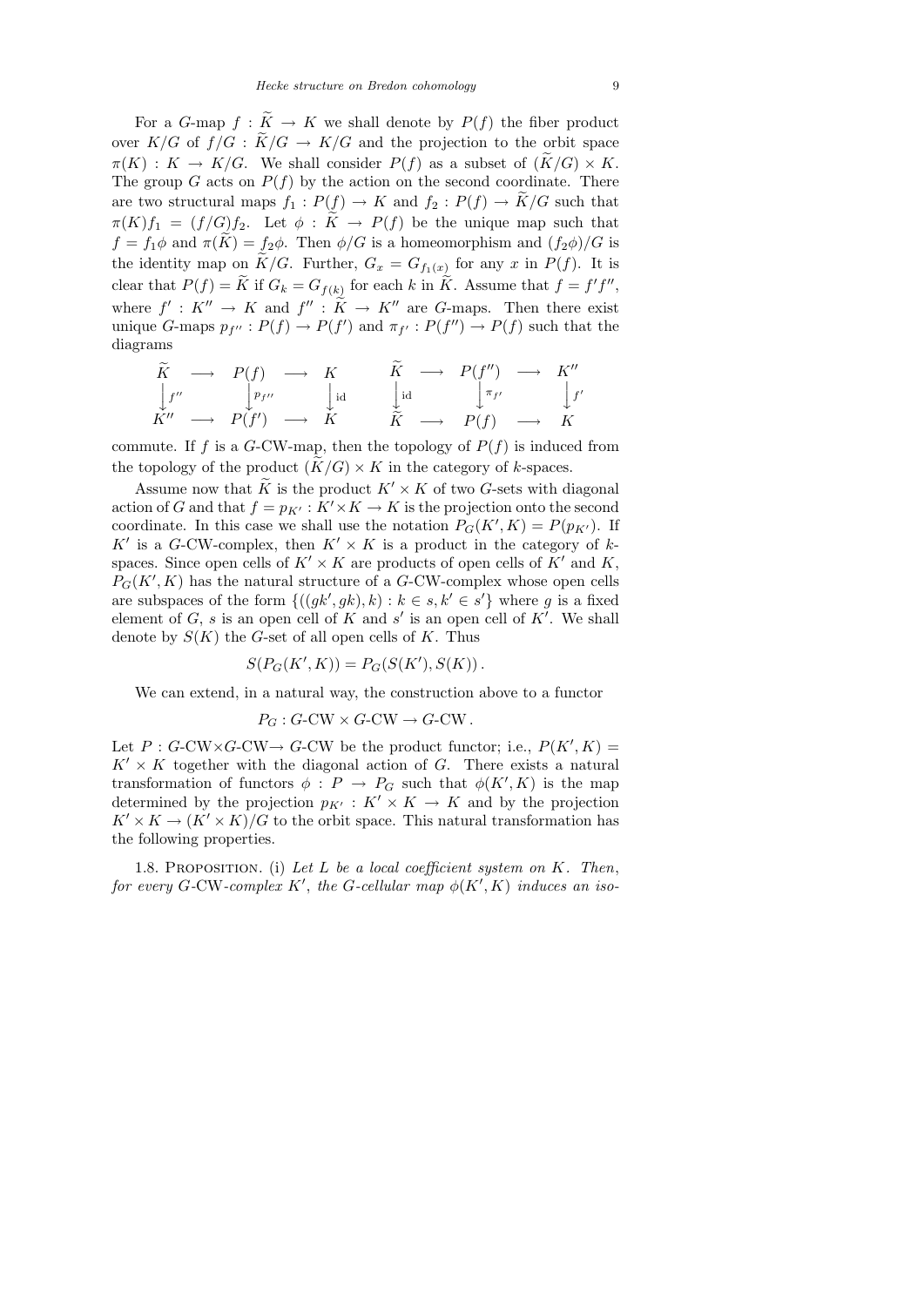For a $G$-map $f : \widetilde{K} \to K$ we shall denote by $P(f)$ the fiber product over $K/G$ of $f/G : \widetilde{K}/G \to K/G$ and the projection to the orbit space $\pi(K) : K \to K/G$. We shall consider $P(f)$ as a subset of $(\widetilde{K}/G) \times K$. The group $G$ acts on $P(f)$ by the action on the second coordinate. There are two structural maps $f_1 : P(f) \to K$ and $f_2 : P(f) \to \widetilde{K}/G$ such that $\pi(K)f_1 = (f/G)f_2$. Let $\phi : \widetilde{K} \to P(f)$ be the unique map such that $f = f_1\phi$ and $\pi(\widetilde{K}) = f_2\phi$. Then $\phi/G$ is a homeomorphism and $(f_2\phi)/G$ is the identity map on $\widetilde{K}/G$. Further, $G_x = G_{f_1(x)}$ for any $x$ in $P(f)$. It is clear that $P(f) = \widetilde{K}$ if $G_k = G_{f(k)}$ for each $k$ in $\widetilde{K}$. Assume that $f = f'f''$, where $f' : K'' \to K$ and $f'' : \widetilde{K} \to K''$ are $G$-maps. Then there exist unique $G$-maps $p_{f''} : P(f) \to P(f')$ and $\pi_{f'} : P(f'') \to P(f)$ such that the diagrams

$$
\begin{array}{ccccc}
\widetilde{K} & \longrightarrow & P(f) & \longrightarrow & K \\
\Big\downarrow f'' & & \Big\downarrow p_{f''} & & \Big\downarrow \mathrm{id} \\
K'' & \longrightarrow & P(f') & \longrightarrow & K
\end{array}
\qquad
\begin{array}{ccccc}
\widetilde{K} & \longrightarrow & P(f'') & \longrightarrow & K'' \\
\Big\downarrow \mathrm{id} & & \Big\downarrow \pi_{f'} & & \Big\downarrow f' \\
\widetilde{K} & \longrightarrow & P(f) & \longrightarrow & K
\end{array}
$$

commute. If $f$ is a $G$-CW-map, then the topology of $P(f)$ is induced from the topology of the product $(\widetilde{K}/G) \times K$ in the category of $k$-spaces.

Assume now that $\widetilde{K}$ is the product $K' \times K$ of two $G$-sets with diagonal action of $G$ and that $f = p_{K'} : K' \times K \to K$ is the projection onto the second coordinate. In this case we shall use the notation $P_G(K', K) = P(p_{K'})$. If $K'$ is a $G$-CW-complex, then $K' \times K$ is a product in the category of $k$-spaces. Since open cells of $K' \times K$ are products of open cells of $K'$ and $K$, $P_G(K', K)$ has the natural structure of a $G$-CW-complex whose open cells are subspaces of the form $\{((gk', gk), k) : k \in s, k' \in s'\}$ where $g$ is a fixed element of $G$, $s$ is an open cell of $K$ and $s'$ is an open cell of $K'$. We shall denote by $S(K)$ the $G$-set of all open cells of $K$. Thus

$$S(P_G(K', K)) = P_G(S(K'), S(K)) \, .$$

We can extend, in a natural way, the construction above to a functor

$$P_G : G\text{-CW} \times G\text{-CW} \to G\text{-CW} \, .$$

Let $P : G\text{-CW}\times G\text{-CW} \to G\text{-CW}$ be the product functor; i.e., $P(K', K) = K' \times K$ together with the diagonal action of $G$. There exists a natural transformation of functors $\phi : P \to P_G$ such that $\phi(K', K)$ is the map determined by the projection $p_{K'} : K' \times K \to K$ and by the projection $K' \times K \to (K' \times K)/G$ to the orbit space. This natural transformation has the following properties.

1.8. Proposition. (i) *Let $L$ be a local coefficient system on $K$. Then, for every $G$-CW-complex $K'$, the $G$-cellular map $\phi(K', K)$ induces an iso-*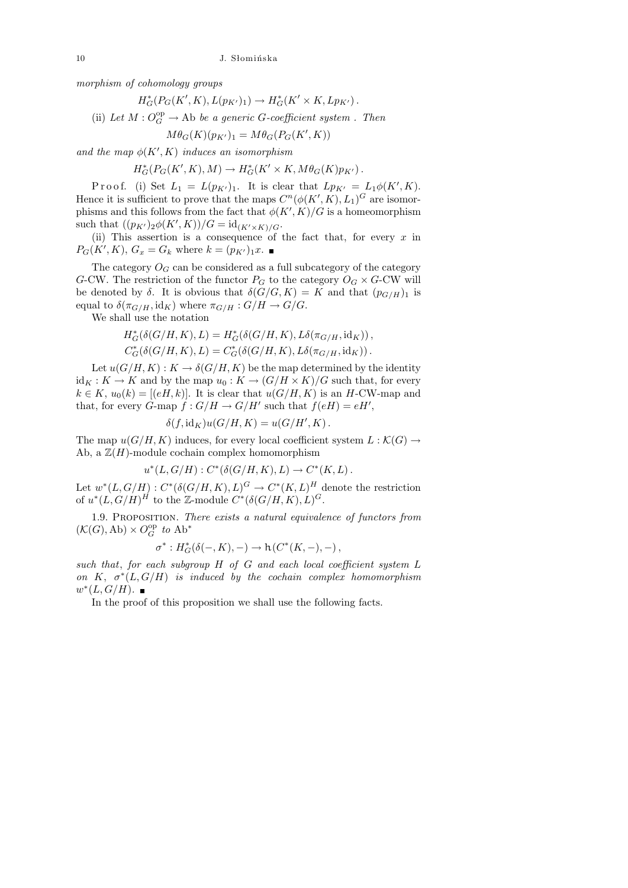*morphism of cohomology groups*

$$H_G^*(P_G(K', K), L(p_{K'})_1) \to H_G^*(K' \times K, Lp_{K'}).$$

(ii) *Let* $M : O_G^{\mathrm{op}} \to \mathrm{Ab}$ *be a generic* $G$*-coefficient system . Then*

$$M\theta_G(K)(p_{K'})_1 = M\theta_G(P_G(K', K))$$

*and the map* $\phi(K', K)$ *induces an isomorphism*

$$H_G^*(P_G(K', K), M) \to H_G^*(K' \times K, M\theta_G(K)p_{K'}).$$

Proof. (i) Set $L_1 = L(p_{K'})_1$. It is clear that $Lp_{K'} = L_1\phi(K', K)$. Hence it is sufficient to prove that the maps $C^n(\phi(K', K), L_1)^G$ are isomorphisms and this follows from the fact that $\phi(K', K)/G$ is a homeomorphism such that $((p_{K'})_2\phi(K', K))/G = \mathrm{id}_{(K' \times K)/G}$.

(ii) This assertion is a consequence of the fact that, for every $x$ in $P_G(K', K)$, $G_x = G_k$ where $k = (p_{K'})_1 x$. ∎

The category $O_G$ can be considered as a full subcategory of the category $G$-CW. The restriction of the functor $P_G$ to the category $O_G \times G$-CW will be denoted by $\delta$. It is obvious that $\delta(G/G, K) = K$ and that $(p_{G/H})_1$ is equal to $\delta(\pi_{G/H}, \mathrm{id}_K)$ where $\pi_{G/H} : G/H \to G/G$.

We shall use the notation

$$H_G^*(\delta(G/H, K), L) = H_G^*(\delta(G/H, K), L\delta(\pi_{G/H}, \mathrm{id}_K)),$$
$$C_G^*(\delta(G/H, K), L) = C_G^*(\delta(G/H, K), L\delta(\pi_{G/H}, \mathrm{id}_K)).$$

Let $u(G/H, K) : K \to \delta(G/H, K)$ be the map determined by the identity $\mathrm{id}_K : K \to K$ and by the map $u_0 : K \to (G/H \times K)/G$ such that, for every $k \in K$, $u_0(k) = [(eH, k)]$. It is clear that $u(G/H, K)$ is an $H$-CW-map and that, for every $G$-map $f : G/H \to G/H'$ such that $f(eH) = eH'$,

$$\delta(f, \mathrm{id}_K)u(G/H, K) = u(G/H', K).$$

The map $u(G/H, K)$ induces, for every local coefficient system $L : \mathcal{K}(G) \to \mathrm{Ab}$, a $\mathbb{Z}(H)$-module cochain complex homomorphism

$$u^*(L, G/H) : C^*(\delta(G/H, K), L) \to C^*(K, L).$$

Let $w^*(L, G/H) : C^*(\delta(G/H, K), L)^G \to C^*(K, L)^H$ denote the restriction of $u^*(L, G/H)^H$ to the $\mathbb{Z}$-module $C^*(\delta(G/H, K), L)^G$.

1.9. Proposition. *There exists a natural equivalence of functors from* $(\mathcal{K}(G), \mathrm{Ab}) \times O_G^{\mathrm{op}}$ *to* $\mathrm{Ab}^*$

$$\sigma^* : H_G^*(\delta(-, K), -) \to \mathsf{h}(C^*(K, -), -),$$

*such that, for each subgroup* $H$ *of* $G$ *and each local coefficient system* $L$ *on* $K$, $\sigma^*(L, G/H)$ *is induced by the cochain complex homomorphism* $w^*(L, G/H)$. ∎

In the proof of this proposition we shall use the following facts.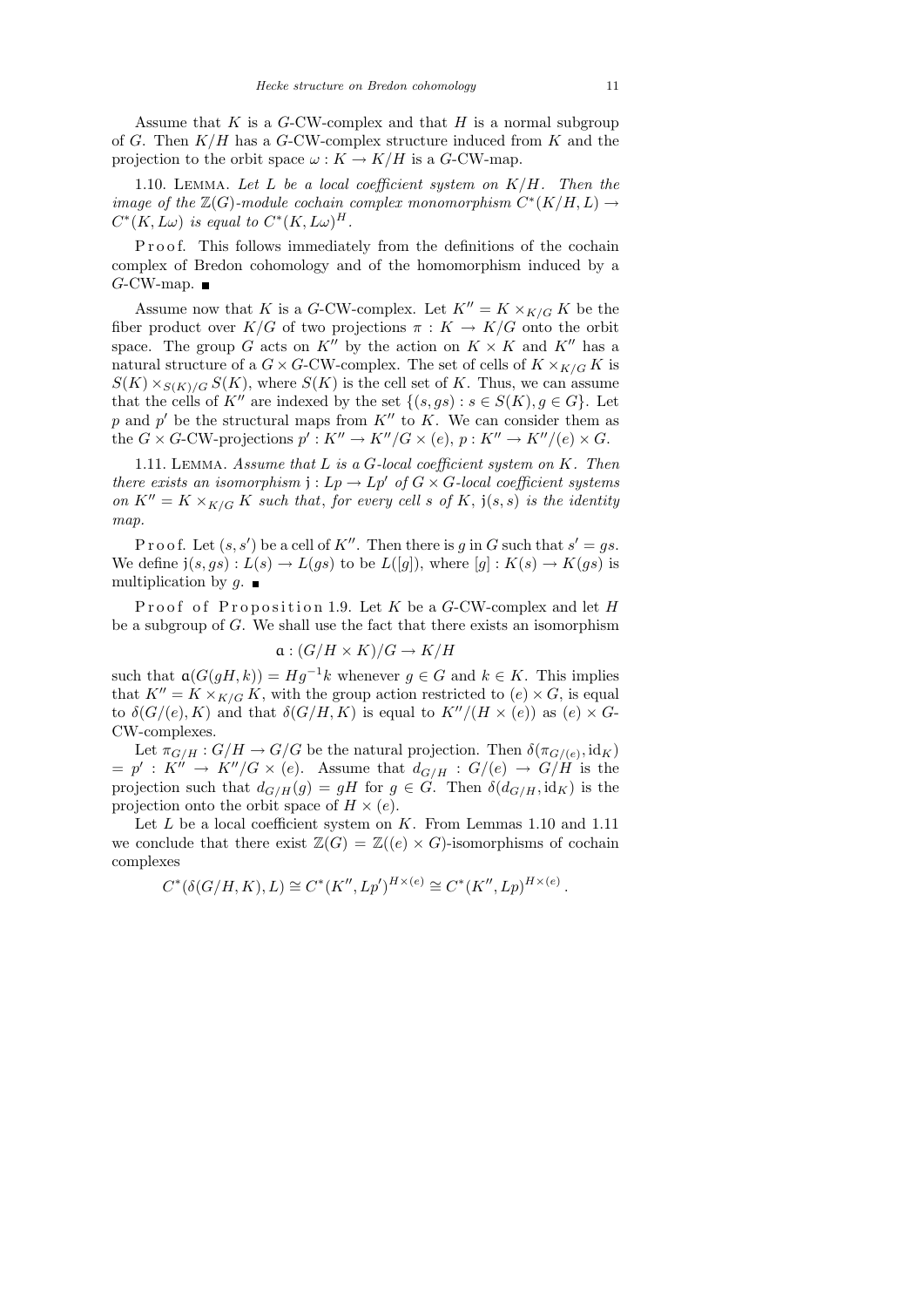Assume that $K$ is a $G$-CW-complex and that $H$ is a normal subgroup of $G$. Then $K/H$ has a $G$-CW-complex structure induced from $K$ and the projection to the orbit space $\omega : K \to K/H$ is a $G$-CW-map.

1.10. Lemma. *Let $L$ be a local coefficient system on $K/H$. Then the image of the $\mathbb{Z}(G)$-module cochain complex monomorphism $C^*(K/H, L) \to C^*(K, L\omega)$ is equal to $C^*(K, L\omega)^H$.*

Proof. This follows immediately from the definitions of the cochain complex of Bredon cohomology and of the homomorphism induced by a $G$-CW-map. ■

Assume now that $K$ is a $G$-CW-complex. Let $K'' = K \times_{K/G} K$ be the fiber product over $K/G$ of two projections $\pi : K \to K/G$ onto the orbit space. The group $G$ acts on $K''$ by the action on $K \times K$ and $K''$ has a natural structure of a $G \times G$-CW-complex. The set of cells of $K \times_{K/G} K$ is $S(K) \times_{S(K)/G} S(K)$, where $S(K)$ is the cell set of $K$. Thus, we can assume that the cells of $K''$ are indexed by the set $\{(s, gs) : s \in S(K), g \in G\}$. Let $p$ and $p'$ be the structural maps from $K''$ to $K$. We can consider them as the $G \times G$-CW-projections $p' : K'' \to K''/G \times (e)$, $p : K'' \to K''/(e) \times G$.

1.11. Lemma. *Assume that $L$ is a $G$-local coefficient system on $K$. Then there exists an isomorphism $\mathfrak{j} : Lp \to Lp'$ of $G \times G$-local coefficient systems on $K'' = K \times_{K/G} K$ such that, for every cell $s$ of $K$, $\mathfrak{j}(s, s)$ is the identity map.*

Proof. Let $(s, s')$ be a cell of $K''$. Then there is $g$ in $G$ such that $s' = gs$. We define $\mathfrak{j}(s, gs) : L(s) \to L(gs)$ to be $L([g])$, where $[g] : K(s) \to K(gs)$ is multiplication by $g$. ■

Proof of Proposition 1.9. Let $K$ be a $G$-CW-complex and let $H$ be a subgroup of $G$. We shall use the fact that there exists an isomorphism

$$\mathfrak{a} : (G/H \times K)/G \to K/H$$

such that $\mathfrak{a}(G(gH, k)) = Hg^{-1}k$ whenever $g \in G$ and $k \in K$. This implies that $K'' = K \times_{K/G} K$, with the group action restricted to $(e) \times G$, is equal to $\delta(G/(e), K)$ and that $\delta(G/H, K)$ is equal to $K''/(H \times (e))$ as $(e) \times G$-CW-complexes.

Let $\pi_{G/H} : G/H \to G/G$ be the natural projection. Then $\delta(\pi_{G/(e)}, \mathrm{id}_K) = p' : K'' \to K''/G \times (e)$. Assume that $d_{G/H} : G/(e) \to G/H$ is the projection such that $d_{G/H}(g) = gH$ for $g \in G$. Then $\delta(d_{G/H}, \mathrm{id}_K)$ is the projection onto the orbit space of $H \times (e)$.

Let $L$ be a local coefficient system on $K$. From Lemmas 1.10 and 1.11 we conclude that there exist $\mathbb{Z}(G) = \mathbb{Z}((e) \times G)$-isomorphisms of cochain complexes

$$C^*(\delta(G/H, K), L) \cong C^*(K'', Lp')^{H \times (e)} \cong C^*(K'', Lp)^{H \times (e)}.$$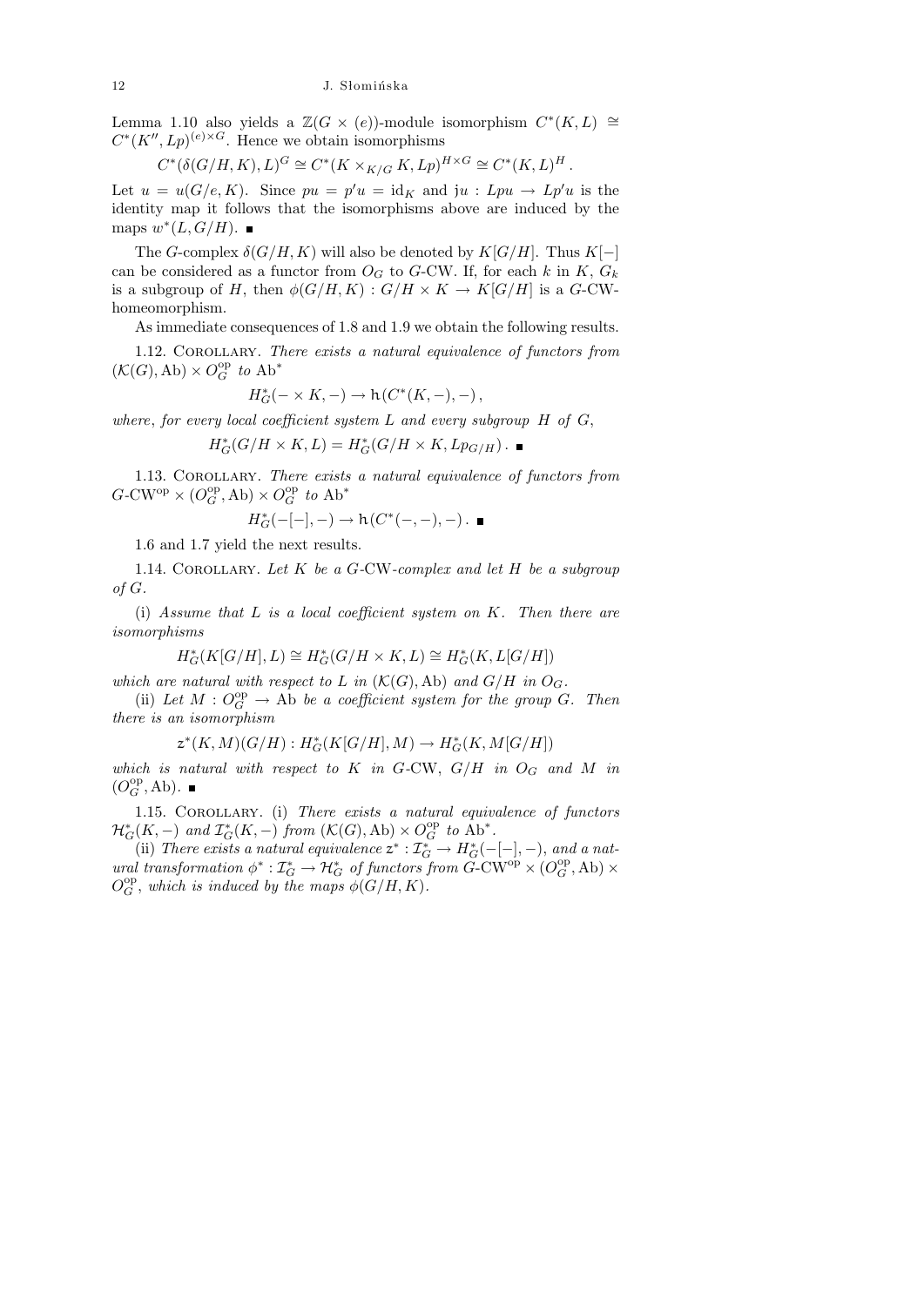Lemma 1.10 also yields a $\mathbb{Z}(G \times (e))$-module isomorphism $C^*(K, L) \cong C^*(K'', Lp)^{(e)\times G}$. Hence we obtain isomorphisms

$$C^*(\delta(G/H, K), L)^G \cong C^*(K \times_{K/G} K, Lp)^{H\times G} \cong C^*(K, L)^H .$$

Let $u = u(G/e, K)$. Since $pu = p'u = \mathrm{id}_K$ and $\mathrm{j}u : Lpu \to Lp'u$ is the identity map it follows that the isomorphisms above are induced by the maps $w^*(L, G/H)$. ∎

The $G$-complex $\delta(G/H, K)$ will also be denoted by $K[G/H]$. Thus $K[-]$ can be considered as a functor from $O_G$ to $G$-CW. If, for each $k$ in $K$, $G_k$ is a subgroup of $H$, then $\phi(G/H, K) : G/H \times K \to K[G/H]$ is a $G$-CW-homeomorphism.

As immediate consequences of 1.8 and 1.9 we obtain the following results.

1.12. Corollary. *There exists a natural equivalence of functors from* $(\mathcal{K}(G), \mathrm{Ab}) \times O_G^{\mathrm{op}}$ *to* $\mathrm{Ab}^*$

$$H^*_G(- \times K, -) \to \mathtt{h}(C^*(K, -), -) ,$$

*where*, *for every local coefficient system $L$ and every subgroup $H$ of $G$*,

$$H^*_G(G/H \times K, L) = H^*_G(G/H \times K, Lp_{G/H}) . \ ∎$$

1.13. Corollary. *There exists a natural equivalence of functors from* $G\text{-CW}^{\mathrm{op}} \times (O_G^{\mathrm{op}}, \mathrm{Ab}) \times O_G^{\mathrm{op}}$ *to* $\mathrm{Ab}^*$

$$H^*_G(-[-], -) \to \mathtt{h}(C^*(-, -), -) . \ ∎$$

1.6 and 1.7 yield the next results.

1.14. Corollary. *Let $K$ be a $G$-CW-complex and let $H$ be a subgroup of $G$.*

(i) *Assume that $L$ is a local coefficient system on $K$. Then there are isomorphisms*

$$H^*_G(K[G/H], L) \cong H^*_G(G/H \times K, L) \cong H^*_G(K, L[G/H])$$

*which are natural with respect to $L$ in $(\mathcal{K}(G), \mathrm{Ab})$ and $G/H$ in $O_G$.*

(ii) *Let $M : O_G^{\mathrm{op}} \to \mathrm{Ab}$ be a coefficient system for the group $G$. Then there is an isomorphism*

$$\mathtt{z}^*(K, M)(G/H) : H^*_G(K[G/H], M) \to H^*_G(K, M[G/H])$$

*which is natural with respect to $K$ in $G$-CW, $G/H$ in $O_G$ and $M$ in $(O_G^{\mathrm{op}}, \mathrm{Ab})$.* ∎

1.15. Corollary. (i) *There exists a natural equivalence of functors $\mathcal{H}^*_G(K, -)$ and $\mathcal{I}^*_G(K, -)$ from $(\mathcal{K}(G), \mathrm{Ab}) \times O_G^{\mathrm{op}}$ to $\mathrm{Ab}^*$.*

(ii) *There exists a natural equivalence $\mathtt{z}^* : \mathcal{I}^*_G \to H^*_G(-[-], -)$, and a natural transformation $\phi^* : \mathcal{I}^*_G \to \mathcal{H}^*_G$ of functors from $G\text{-CW}^{\mathrm{op}} \times (O_G^{\mathrm{op}}, \mathrm{Ab}) \times O_G^{\mathrm{op}}$, which is induced by the maps $\phi(G/H, K)$.*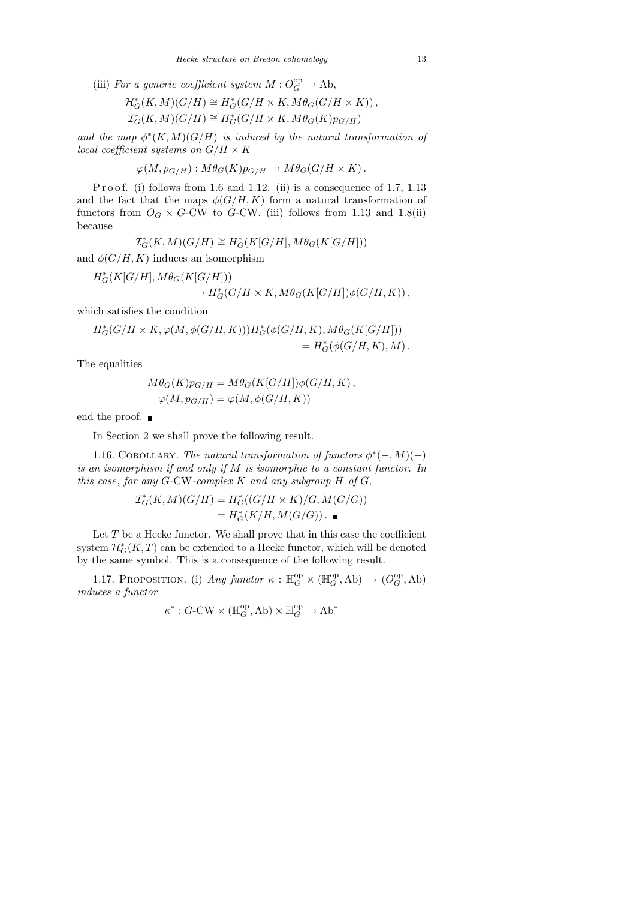(iii) *For a generic coefficient system* $M : O_G^{\mathrm{op}} \to \mathrm{Ab}$,

$$\mathcal{H}_G^*(K,M)(G/H) \cong H_G^*(G/H \times K, M\theta_G(G/H \times K)),$$
$$\mathcal{I}_G^*(K,M)(G/H) \cong H_G^*(G/H \times K, M\theta_G(K)p_{G/H})$$

*and the map* $\phi^*(K,M)(G/H)$ *is induced by the natural transformation of local coefficient systems on* $G/H \times K$

$$\varphi(M, p_{G/H}) : M\theta_G(K)p_{G/H} \to M\theta_G(G/H \times K).$$

Proof. (i) follows from 1.6 and 1.12. (ii) is a consequence of 1.7, 1.13 and the fact that the maps $\phi(G/H, K)$ form a natural transformation of functors from $O_G \times G$-CW to $G$-CW. (iii) follows from 1.13 and 1.8(ii) because

$$\mathcal{I}_G^*(K,M)(G/H) \cong H_G^*(K[G/H], M\theta_G(K[G/H]))$$

and $\phi(G/H, K)$ induces an isomorphism

$$H_G^*(K[G/H], M\theta_G(K[G/H])) \to H_G^*(G/H \times K, M\theta_G(K[G/H])\phi(G/H,K)),$$

which satisfies the condition

$$H_G^*(G/H \times K, \varphi(M, \phi(G/H,K)))H_G^*(\phi(G/H,K), M\theta_G(K[G/H])) = H_G^*(\phi(G/H,K), M).$$

The equalities

$$M\theta_G(K)p_{G/H} = M\theta_G(K[G/H])\phi(G/H,K),$$
$$\varphi(M, p_{G/H}) = \varphi(M, \phi(G/H,K))$$

end the proof. ∎

In Section 2 we shall prove the following result.

1.16. Corollary. *The natural transformation of functors* $\phi^*(-,M)(-)$ *is an isomorphism if and only if* $M$ *is isomorphic to a constant functor. In this case, for any* $G$*-CW-complex* $K$ *and any subgroup* $H$ *of* $G$,

$$\mathcal{I}_G^*(K,M)(G/H) = H_G^*((G/H \times K)/G, M(G/G)) = H_G^*(K/H, M(G/G)).$$ ∎

Let $T$ be a Hecke functor. We shall prove that in this case the coefficient system $\mathcal{H}_G^*(K,T)$ can be extended to a Hecke functor, which will be denoted by the same symbol. This is a consequence of the following result.

1.17. Proposition. (i) *Any functor* $\kappa : \mathbb{H}_G^{\mathrm{op}} \times (\mathbb{H}_G^{\mathrm{op}}, \mathrm{Ab}) \to (O_G^{\mathrm{op}}, \mathrm{Ab})$ *induces a functor*

$$\kappa^* : G\text{-CW} \times (\mathbb{H}_G^{\mathrm{op}}, \mathrm{Ab}) \times \mathbb{H}_G^{\mathrm{op}} \to \mathrm{Ab}^*$$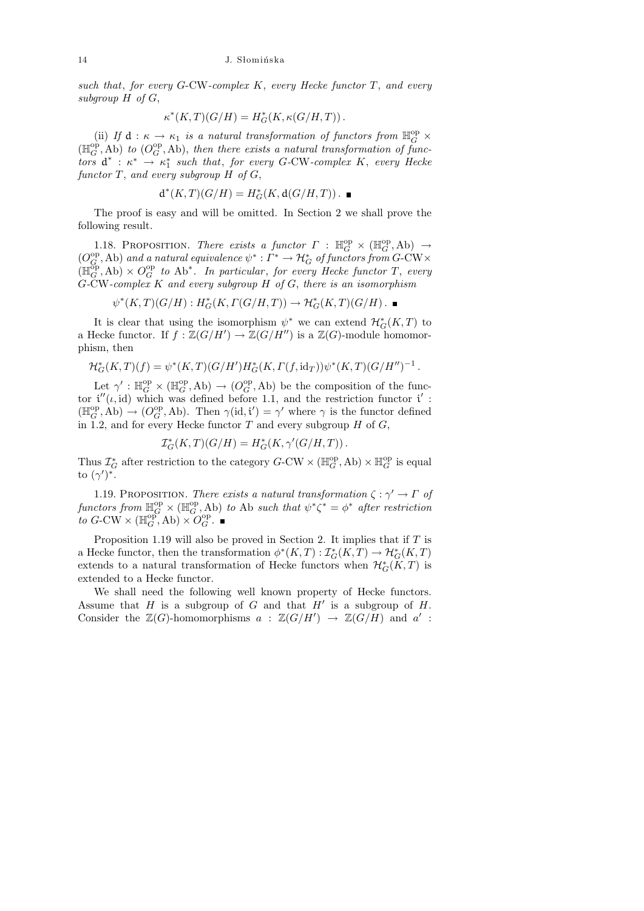*such that, for every $G$-CW-complex $K$, every Hecke functor $T$, and every subgroup $H$ of $G$,*

$$\kappa^*(K,T)(G/H) = H^*_G(K, \kappa(G/H,T))\,.$$

(ii) *If $\mathrm{d} : \kappa \to \kappa_1$ is a natural transformation of functors from $\mathbb{H}^{\mathrm{op}}_G \times (\mathbb{H}^{\mathrm{op}}_G, \mathrm{Ab})$ to $(O^{\mathrm{op}}_G, \mathrm{Ab})$, then there exists a natural transformation of functors $\mathrm{d}^* : \kappa^* \to \kappa_1^*$ such that, for every $G$-CW-complex $K$, every Hecke functor $T$, and every subgroup $H$ of $G$,*

$$\mathrm{d}^*(K,T)(G/H) = H^*_G(K, \mathrm{d}(G/H,T))\,. \ \blacksquare$$

The proof is easy and will be omitted. In Section 2 we shall prove the following result.

1.18. Proposition. *There exists a functor $\Gamma : \mathbb{H}^{\mathrm{op}}_G \times (\mathbb{H}^{\mathrm{op}}_G, \mathrm{Ab}) \to (O^{\mathrm{op}}_G, \mathrm{Ab})$ and a natural equivalence $\psi^* : \Gamma^* \to \mathcal{H}^*_G$ of functors from $G$-CW$\times (\mathbb{H}^{\mathrm{op}}_G, \mathrm{Ab}) \times O^{\mathrm{op}}_G$ to $\mathrm{Ab}^*$. In particular, for every Hecke functor $T$, every $G$-CW-complex $K$ and every subgroup $H$ of $G$, there is an isomorphism*

$$\psi^*(K,T)(G/H) : H^*_G(K, \Gamma(G/H,T)) \to \mathcal{H}^*_G(K,T)(G/H)\,. \ \blacksquare$$

It is clear that using the isomorphism $\psi^*$ we can extend $\mathcal{H}^*_G(K,T)$ to a Hecke functor. If $f : \mathbb{Z}(G/H') \to \mathbb{Z}(G/H'')$ is a $\mathbb{Z}(G)$-module homomorphism, then

$$\mathcal{H}^*_G(K,T)(f) = \psi^*(K,T)(G/H')H^*_G(K, \Gamma(f, \mathrm{id}_T))\psi^*(K,T)(G/H'')^{-1}\,.$$

Let $\gamma' : \mathbb{H}^{\mathrm{op}}_G \times (\mathbb{H}^{\mathrm{op}}_G, \mathrm{Ab}) \to (O^{\mathrm{op}}_G, \mathrm{Ab})$ be the composition of the functor $\mathrm{i}''(\iota, \mathrm{id})$ which was defined before 1.1, and the restriction functor $\mathrm{i}' : (\mathbb{H}^{\mathrm{op}}_G, \mathrm{Ab}) \to (O^{\mathrm{op}}_G, \mathrm{Ab})$. Then $\gamma(\mathrm{id}, \mathrm{i}') = \gamma'$ where $\gamma$ is the functor defined in 1.2, and for every Hecke functor $T$ and every subgroup $H$ of $G$,

$$\mathcal{I}^*_G(K,T)(G/H) = H^*_G(K, \gamma'(G/H,T))\,.$$

Thus $\mathcal{I}^*_G$ after restriction to the category $G$-CW $\times (\mathbb{H}^{\mathrm{op}}_G, \mathrm{Ab}) \times \mathbb{H}^{\mathrm{op}}_G$ is equal to $(\gamma')^*$.

1.19. Proposition. *There exists a natural transformation $\zeta : \gamma' \to \Gamma$ of functors from $\mathbb{H}^{\mathrm{op}}_G \times (\mathbb{H}^{\mathrm{op}}_G, \mathrm{Ab})$ to $\mathrm{Ab}$ such that $\psi^*\zeta^* = \phi^*$ after restriction to $G$-CW $\times (\mathbb{H}^{\mathrm{op}}_G, \mathrm{Ab}) \times O^{\mathrm{op}}_G$.* $\blacksquare$

Proposition 1.19 will also be proved in Section 2. It implies that if $T$ is a Hecke functor, then the transformation $\phi^*(K,T) : \mathcal{I}^*_G(K,T) \to \mathcal{H}^*_G(K,T)$ extends to a natural transformation of Hecke functors when $\mathcal{H}^*_G(K,T)$ is extended to a Hecke functor.

We shall need the following well known property of Hecke functors. Assume that $H$ is a subgroup of $G$ and that $H'$ is a subgroup of $H$. Consider the $\mathbb{Z}(G)$-homomorphisms $a : \mathbb{Z}(G/H') \to \mathbb{Z}(G/H)$ and $a'$ :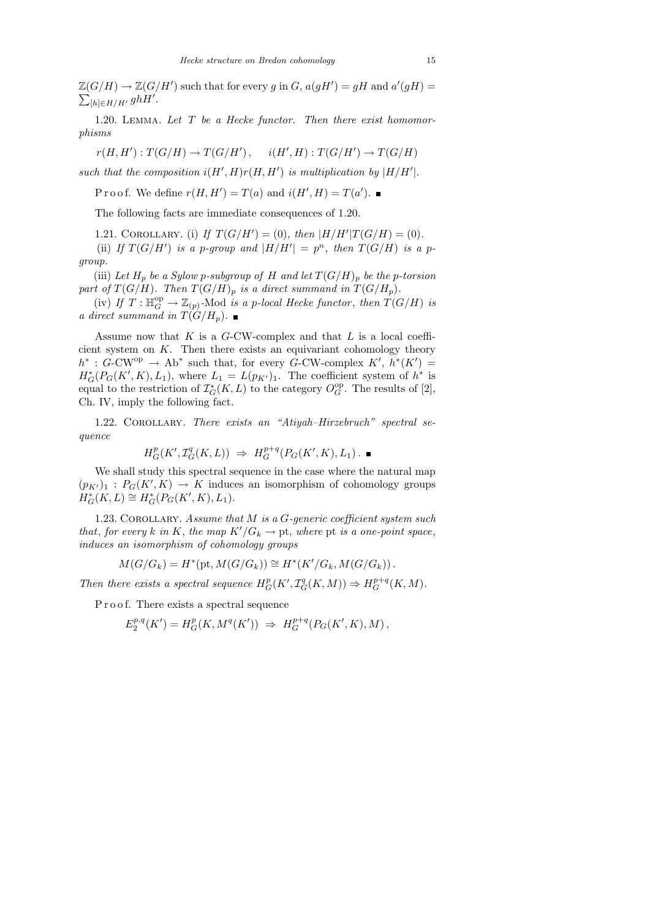$\mathbb{Z}(G/H) \to \mathbb{Z}(G/H')$ such that for every $g$ in $G$, $a(gH') = gH$ and $a'(gH) = \sum_{[h]\in H/H'} ghH'$.

1.20. Lemma. *Let $T$ be a Hecke functor. Then there exist homomorphisms*

$$r(H,H') : T(G/H) \to T(G/H')\,, \qquad i(H',H) : T(G/H') \to T(G/H)$$

*such that the composition $i(H',H)r(H,H')$ is multiplication by $|H/H'|$.*

Proof. We define $r(H,H') = T(a)$ and $i(H',H) = T(a')$. ■

The following facts are immediate consequences of 1.20.

1.21. Corollary. (i) *If $T(G/H') = (0)$, then $|H/H'|T(G/H) = (0)$.*

(ii) *If $T(G/H')$ is a $p$-group and $|H/H'| = p^n$, then $T(G/H)$ is a $p$-group.*

(iii) *Let $H_p$ be a Sylow $p$-subgroup of $H$ and let $T(G/H)_p$ be the $p$-torsion part of $T(G/H)$. Then $T(G/H)_p$ is a direct summand in $T(G/H_p)$.*

(iv) *If $T : \mathbb{H}_G^{\rm op} \to \mathbb{Z}_{(p)}$-Mod is a $p$-local Hecke functor, then $T(G/H)$ is a direct summand in $T(G/H_p)$.* ■

Assume now that $K$ is a $G$-CW-complex and that $L$ is a local coefficient system on $K$. Then there exists an equivariant cohomology theory $h^* : G\text{-CW}^{\rm op} \to \text{Ab}^*$ such that, for every $G$-CW-complex $K'$, $h^*(K') = H^*_G(P_G(K',K), L_1)$, where $L_1 = L(p_{K'})_1$. The coefficient system of $h^*$ is equal to the restriction of $\mathcal{I}^*_G(K,L)$ to the category $O^{\rm op}_G$. The results of [2], Ch. IV, imply the following fact.

1.22. Corollary. *There exists an "Atiyah–Hirzebruch" spectral sequence*

$$H^p_G(K', \mathcal{I}^q_G(K,L)) \;\Rightarrow\; H^{p+q}_G(P_G(K',K), L_1)\,. \;■$$

We shall study this spectral sequence in the case where the natural map $(p_{K'})_1 : P_G(K',K) \to K$ induces an isomorphism of cohomology groups $H^*_G(K,L) \cong H^*_G(P_G(K',K), L_1)$.

1.23. Corollary. *Assume that $M$ is a $G$-generic coefficient system such that, for every $k$ in $K$, the map $K'/G_k \to \text{pt}$, where $\text{pt}$ is a one-point space, induces an isomorphism of cohomology groups*

$$M(G/G_k) = H^*(\text{pt}, M(G/G_k)) \cong H^*(K'/G_k, M(G/G_k))\,.$$

*Then there exists a spectral sequence $H^p_G(K', \mathcal{I}^q_G(K,M)) \Rightarrow H^{p+q}_G(K,M)$.*

Proof. There exists a spectral sequence

$$E_2^{p,q}(K') = H^p_G(K, M^q(K')) \;\Rightarrow\; H^{p+q}_G(P_G(K',K), M)\,,$$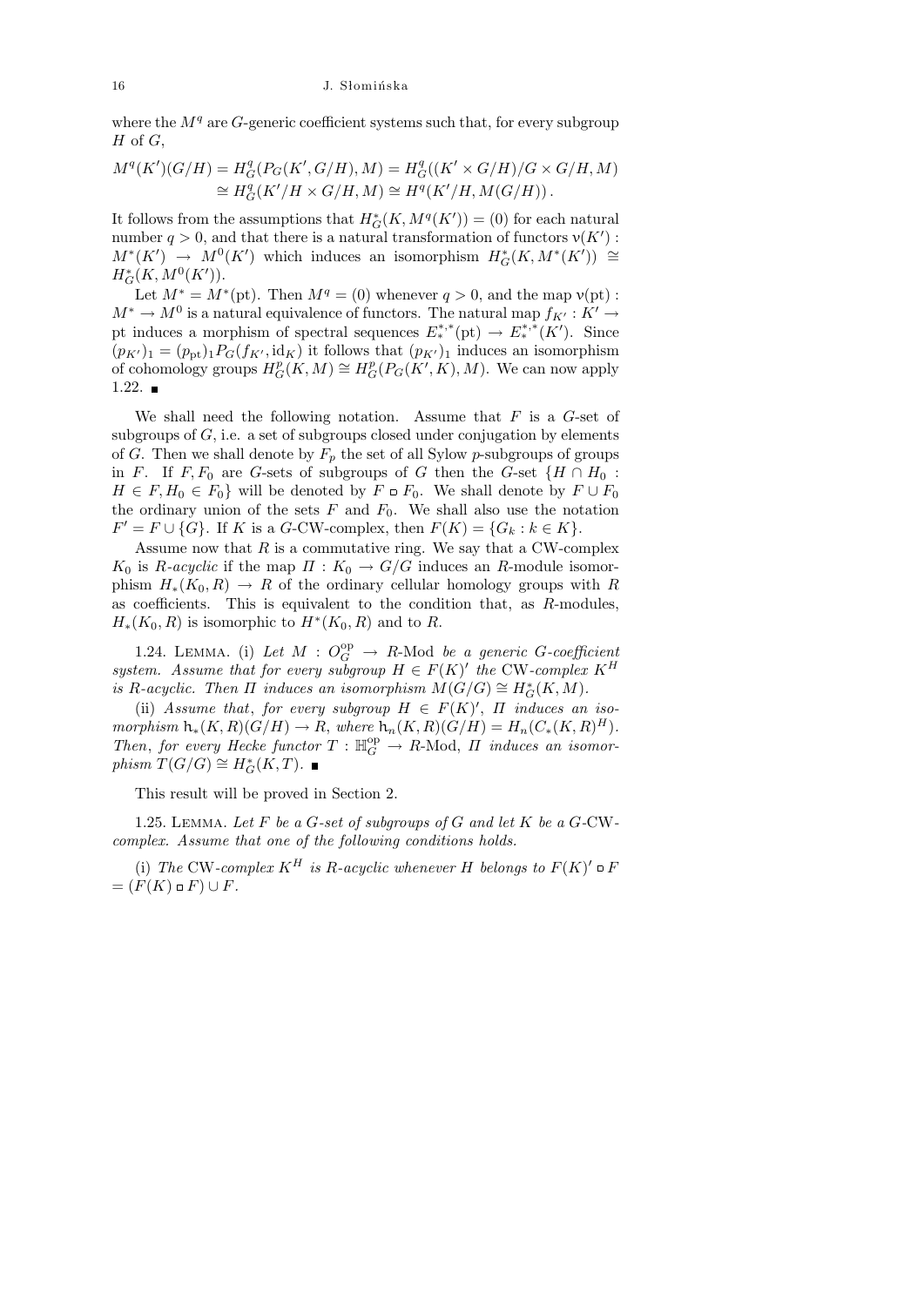where the $M^q$ are $G$-generic coefficient systems such that, for every subgroup $H$ of $G$,

$$M^q(K')(G/H) = H^q_G(P_G(K', G/H), M) = H^q_G((K' \times G/H)/G \times G/H, M)$$
$$\cong H^q_G(K'/H \times G/H, M) \cong H^q(K'/H, M(G/H)).$$

It follows from the assumptions that $H^*_G(K, M^q(K')) = (0)$ for each natural number $q > 0$, and that there is a natural transformation of functors $\nu(K') : M^*(K') \to M^0(K')$ which induces an isomorphism $H^*_G(K, M^*(K')) \cong H^*_G(K, M^0(K'))$.

Let $M^* = M^*(\mathrm{pt})$. Then $M^q = (0)$ whenever $q > 0$, and the map $\nu(\mathrm{pt}) : M^* \to M^0$ is a natural equivalence of functors. The natural map $f_{K'} : K' \to \mathrm{pt}$ induces a morphism of spectral sequences $E^{*,*}_*(\mathrm{pt}) \to E^{*,*}_*(K')$. Since $(p_{K'})_1 = (p_{\mathrm{pt}})_1 P_G(f_{K'}, \mathrm{id}_K)$ it follows that $(p_{K'})_1$ induces an isomorphism of cohomology groups $H^p_G(K, M) \cong H^p_G(P_G(K', K), M)$. We can now apply 1.22. ∎

We shall need the following notation. Assume that $F$ is a $G$-set of subgroups of $G$, i.e. a set of subgroups closed under conjugation by elements of $G$. Then we shall denote by $F_p$ the set of all Sylow $p$-subgroups of groups in $F$. If $F, F_0$ are $G$-sets of subgroups of $G$ then the $G$-set $\{H \cap H_0 : H \in F, H_0 \in F_0\}$ will be denoted by $F \sqcap F_0$. We shall denote by $F \cup F_0$ the ordinary union of the sets $F$ and $F_0$. We shall also use the notation $F' = F \cup \{G\}$. If $K$ is a $G$-CW-complex, then $F(K) = \{G_k : k \in K\}$.

Assume now that $R$ is a commutative ring. We say that a CW-complex $K_0$ is *$R$-acyclic* if the map $\Pi : K_0 \to G/G$ induces an $R$-module isomorphism $H_*(K_0, R) \to R$ of the ordinary cellular homology groups with $R$ as coefficients. This is equivalent to the condition that, as $R$-modules, $H_*(K_0, R)$ is isomorphic to $H^*(K_0, R)$ and to $R$.

1.24. Lemma. (i) *Let $M : O^{\mathrm{op}}_G \to R$-Mod be a generic $G$-coefficient system. Assume that for every subgroup $H \in F(K)'$ the* CW*-complex $K^H$ is $R$-acyclic. Then $\Pi$ induces an isomorphism $M(G/G) \cong H^*_G(K, M)$.*

(ii) *Assume that, for every subgroup $H \in F(K)'$, $\Pi$ induces an isomorphism $\mathsf{h}_*(K, R)(G/H) \to R$, where $\mathsf{h}_n(K, R)(G/H) = H_n(C_*(K, R)^H)$. Then, for every Hecke functor $T : \mathbb{H}^{\mathrm{op}}_G \to R$-Mod, $\Pi$ induces an isomorphism $T(G/G) \cong H^*_G(K, T)$.* ∎

This result will be proved in Section 2.

1.25. Lemma. *Let $F$ be a $G$-set of subgroups of $G$ and let $K$ be a $G$-*CW*-complex. Assume that one of the following conditions holds.*

(i) *The* CW*-complex $K^H$ is $R$-acyclic whenever $H$ belongs to $F(K)' \sqcap F = (F(K) \sqcap F) \cup F$.*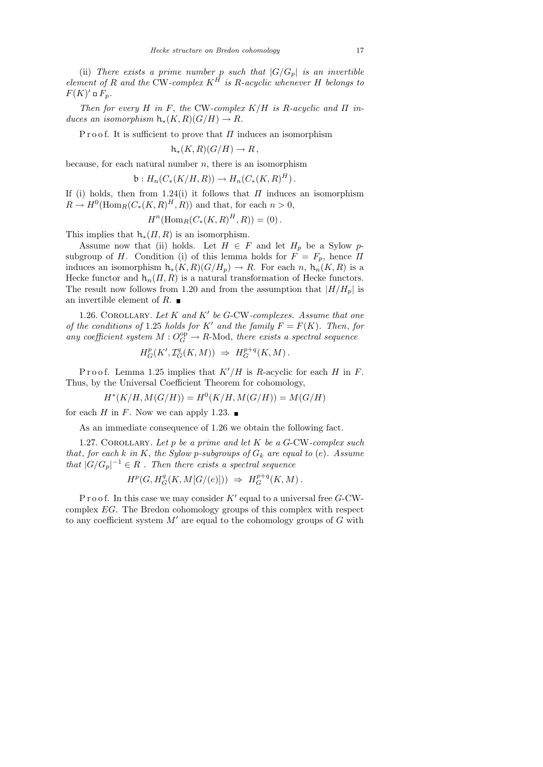(ii) *There exists a prime number $p$ such that $|G/G_p|$ is an invertible element of $R$ and the* CW*-complex $K^H$ is $R$-acyclic whenever $H$ belongs to $F(K)' \sqcap F_p$.*

*Then for every $H$ in $F$, the* CW*-complex $K/H$ is $R$-acyclic and $\Pi$ induces an isomorphism $\mathsf{h}_*(K,R)(G/H) \to R$.*

Proof. It is sufficient to prove that $\Pi$ induces an isomorphism

$$\mathsf{h}_*(K,R)(G/H) \to R\,,$$

because, for each natural number $n$, there is an isomorphism

$$\mathsf{b} : H_n(C_*(K/H,R)) \to H_n(C_*(K,R)^H)\,.$$

If (i) holds, then from 1.24(i) it follows that $\Pi$ induces an isomorphism $R \to H^0(\mathrm{Hom}_R(C_*(K,R)^H, R))$ and that, for each $n > 0$,

$$H^n(\mathrm{Hom}_R(C_*(K,R)^H, R)) = (0)\,.$$

This implies that $\mathsf{h}_*(\Pi, R)$ is an isomorphism.

Assume now that (ii) holds. Let $H \in F$ and let $H_p$ be a Sylow $p$-subgroup of $H$. Condition (i) of this lemma holds for $F = F_p$, hence $\Pi$ induces an isomorphism $\mathsf{h}_*(K,R)(G/H_p) \to R$. For each $n$, $\mathsf{h}_n(K,R)$ is a Hecke functor and $\mathsf{h}_n(\Pi,R)$ is a natural transformation of Hecke functors. The result now follows from 1.20 and from the assumption that $|H/H_p|$ is an invertible element of $R$. ∎

1.26. Corollary. *Let $K$ and $K'$ be $G$-*CW*-complexes. Assume that one of the conditions of* 1.25 *holds for $K'$ and the family $F = F(K)$. Then, for any coefficient system $M : O_G^{\mathrm{op}} \to R$-*Mod*, there exists a spectral sequence*

$$H^p_G(K', \mathcal{I}^q_G(K,M)) \;\Rightarrow\; H^{p+q}_G(K,M)\,.$$

Proof. Lemma 1.25 implies that $K'/H$ is $R$-acyclic for each $H$ in $F$. Thus, by the Universal Coefficient Theorem for cohomology,

$$H^*(K/H, M(G/H)) = H^0(K/H, M(G/H)) = M(G/H)$$

for each $H$ in $F$. Now we can apply 1.23. ∎

As an immediate consequence of 1.26 we obtain the following fact.

1.27. Corollary. *Let $p$ be a prime and let $K$ be a $G$-*CW*-complex such that, for each $k$ in $K$, the Sylow $p$-subgroups of $G_k$ are equal to $(e)$. Assume that $|G/G_p|^{-1} \in R$ . Then there exists a spectral sequence*

$$H^p(G, H^q_G(K, M[G/(e)])) \;\Rightarrow\; H^{p+q}_G(K,M)\,.$$

Proof. In this case we may consider $K'$ equal to a universal free $G$-CW-complex $EG$. The Bredon cohomology groups of this complex with respect to any coefficient system $M'$ are equal to the cohomology groups of $G$ with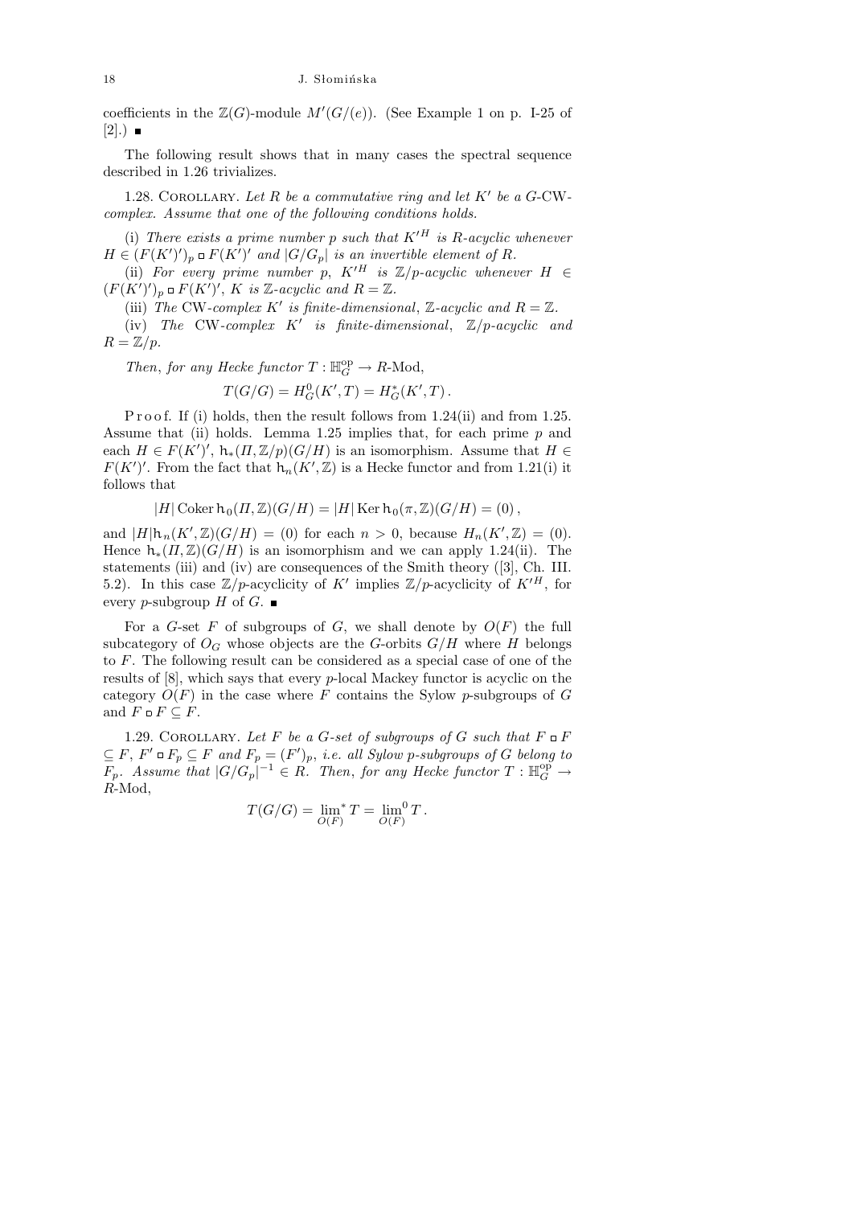coefficients in the $\mathbb{Z}(G)$-module $M'(G/(e))$. (See Example 1 on p. I-25 of [2].) ∎

The following result shows that in many cases the spectral sequence described in 1.26 trivializes.

1.28. Corollary. *Let $R$ be a commutative ring and let $K'$ be a $G$-CW-complex. Assume that one of the following conditions holds.*

(i) *There exists a prime number $p$ such that $K'^H$ is $R$-acyclic whenever $H \in (F(K')')_p \sqcap F(K')'$ and $|G/G_p|$ is an invertible element of $R$.*

(ii) *For every prime number $p$, $K'^H$ is $\mathbb{Z}/p$-acyclic whenever $H \in (F(K')')_p \sqcap F(K')'$, $K$ is $\mathbb{Z}$-acyclic and $R = \mathbb{Z}$.*

(iii) *The CW-complex $K'$ is finite-dimensional, $\mathbb{Z}$-acyclic and $R = \mathbb{Z}$.*

(iv) *The CW-complex $K'$ is finite-dimensional, $\mathbb{Z}/p$-acyclic and $R = \mathbb{Z}/p$.*

*Then, for any Hecke functor $T : \mathbb{H}_G^{\mathrm{op}} \to R\text{-Mod}$,*

$$T(G/G) = H^0_G(K', T) = H^*_G(K', T).$$

Proof. If (i) holds, then the result follows from 1.24(ii) and from 1.25. Assume that (ii) holds. Lemma 1.25 implies that, for each prime $p$ and each $H \in F(K')'$, $\mathsf{h}_*(\Pi, \mathbb{Z}/p)(G/H)$ is an isomorphism. Assume that $H \in F(K')'$. From the fact that $\mathsf{h}_n(K', \mathbb{Z})$ is a Hecke functor and from 1.21(i) it follows that

$$|H| \operatorname{Coker} \mathsf{h}_0(\Pi, \mathbb{Z})(G/H) = |H| \operatorname{Ker} \mathsf{h}_0(\pi, \mathbb{Z})(G/H) = (0),$$

and $|H| \mathsf{h}_n(K', \mathbb{Z})(G/H) = (0)$ for each $n > 0$, because $H_n(K', \mathbb{Z}) = (0)$. Hence $\mathsf{h}_*(\Pi, \mathbb{Z})(G/H)$ is an isomorphism and we can apply 1.24(ii). The statements (iii) and (iv) are consequences of the Smith theory ([3], Ch. III. 5.2). In this case $\mathbb{Z}/p$-acyclicity of $K'$ implies $\mathbb{Z}/p$-acyclicity of $K'^H$, for every $p$-subgroup $H$ of $G$. ∎

For a $G$-set $F$ of subgroups of $G$, we shall denote by $O(F)$ the full subcategory of $O_G$ whose objects are the $G$-orbits $G/H$ where $H$ belongs to $F$. The following result can be considered as a special case of one of the results of [8], which says that every $p$-local Mackey functor is acyclic on the category $O(F)$ in the case where $F$ contains the Sylow $p$-subgroups of $G$ and $F \sqcap F \subseteq F$.

1.29. Corollary. *Let $F$ be a $G$-set of subgroups of $G$ such that $F \sqcap F \subseteq F$, $F' \sqcap F_p \subseteq F$ and $F_p = (F')_p$, i.e. all Sylow $p$-subgroups of $G$ belong to $F_p$. Assume that $|G/G_p|^{-1} \in R$. Then, for any Hecke functor $T : \mathbb{H}_G^{\mathrm{op}} \to R\text{-Mod}$,*

$$T(G/G) = \lim_{O(F)}{}^{*} T = \lim_{O(F)}{}^{0} T.$$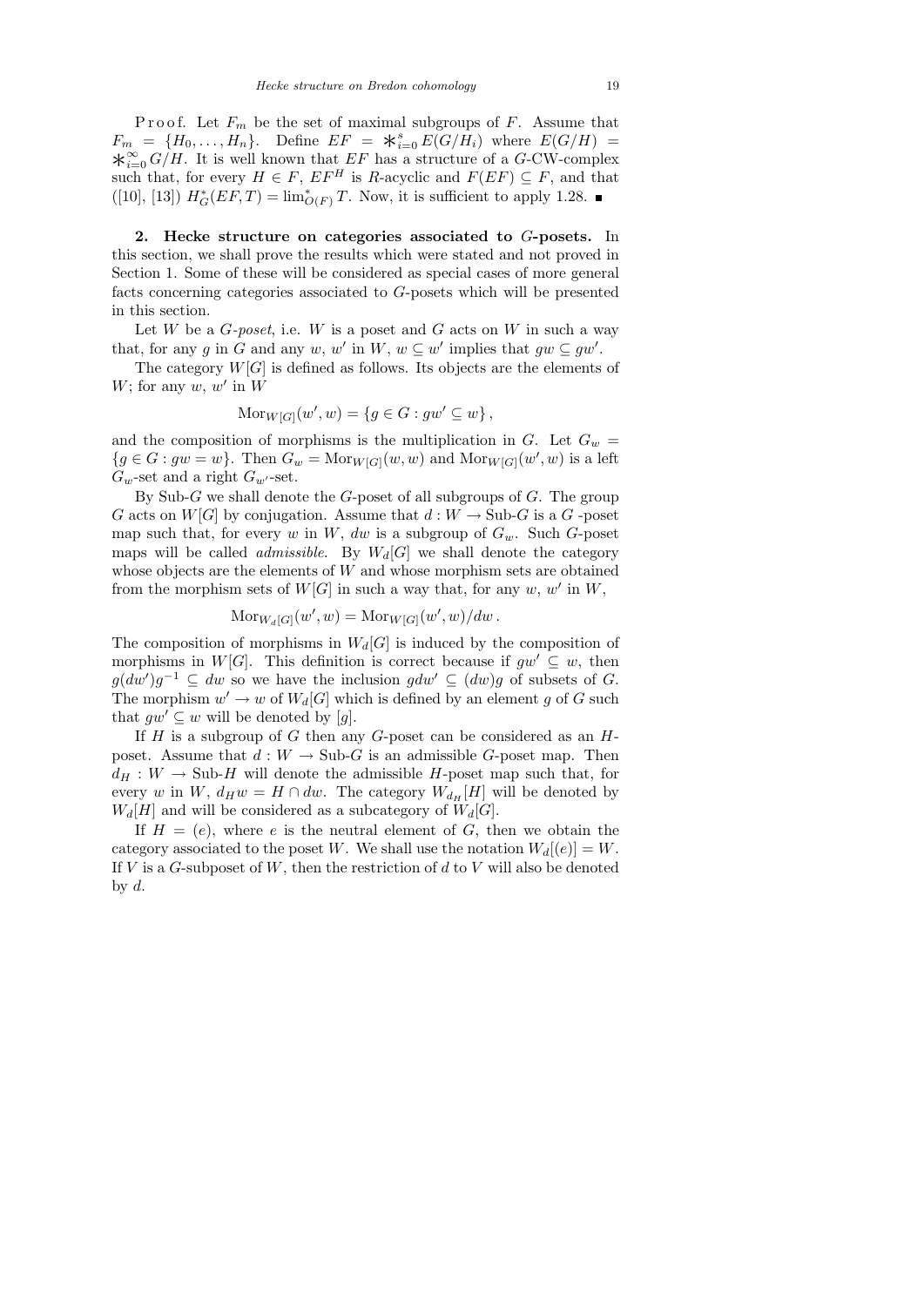Proof. Let $F_m$ be the set of maximal subgroups of $F$. Assume that $F_m = \{H_0, \ldots, H_n\}$. Define $EF = \ast_{i=0}^{s} E(G/H_i)$ where $E(G/H) = \ast_{i=0}^{\infty} G/H$. It is well known that $EF$ has a structure of a $G$-CW-complex such that, for every $H \in F$, $EF^H$ is $R$-acyclic and $F(EF) \subseteq F$, and that ([10], [13]) $H^*_G(EF, T) = \lim^*_{O(F)} T$. Now, it is sufficient to apply 1.28. ∎

**2. Hecke structure on categories associated to $G$-posets.** In this section, we shall prove the results which were stated and not proved in Section 1. Some of these will be considered as special cases of more general facts concerning categories associated to $G$-posets which will be presented in this section.

Let $W$ be a *$G$-poset*, i.e. $W$ is a poset and $G$ acts on $W$ in such a way that, for any $g$ in $G$ and any $w$, $w'$ in $W$, $w \subseteq w'$ implies that $gw \subseteq gw'$.

The category $W[G]$ is defined as follows. Its objects are the elements of $W$; for any $w$, $w'$ in $W$

$$\mathrm{Mor}_{W[G]}(w', w) = \{g \in G : gw' \subseteq w\},$$

and the composition of morphisms is the multiplication in $G$. Let $G_w = \{g \in G : gw = w\}$. Then $G_w = \mathrm{Mor}_{W[G]}(w, w)$ and $\mathrm{Mor}_{W[G]}(w', w)$ is a left $G_w$-set and a right $G_{w'}$-set.

By Sub-$G$ we shall denote the $G$-poset of all subgroups of $G$. The group $G$ acts on $W[G]$ by conjugation. Assume that $d : W \to \text{Sub-}G$ is a $G$ -poset map such that, for every $w$ in $W$, $dw$ is a subgroup of $G_w$. Such $G$-poset maps will be called *admissible*. By $W_d[G]$ we shall denote the category whose objects are the elements of $W$ and whose morphism sets are obtained from the morphism sets of $W[G]$ in such a way that, for any $w$, $w'$ in $W$,

$$\mathrm{Mor}_{W_d[G]}(w', w) = \mathrm{Mor}_{W[G]}(w', w)/dw\,.$$

The composition of morphisms in $W_d[G]$ is induced by the composition of morphisms in $W[G]$. This definition is correct because if $gw' \subseteq w$, then $g(dw')g^{-1} \subseteq dw$ so we have the inclusion $gdw' \subseteq (dw)g$ of subsets of $G$. The morphism $w' \to w$ of $W_d[G]$ which is defined by an element $g$ of $G$ such that $gw' \subseteq w$ will be denoted by $[g]$.

If $H$ is a subgroup of $G$ then any $G$-poset can be considered as an $H$-poset. Assume that $d : W \to \text{Sub-}G$ is an admissible $G$-poset map. Then $d_H : W \to \text{Sub-}H$ will denote the admissible $H$-poset map such that, for every $w$ in $W$, $d_H w = H \cap dw$. The category $W_{d_H}[H]$ will be denoted by $W_d[H]$ and will be considered as a subcategory of $W_d[G]$.

If $H = (e)$, where $e$ is the neutral element of $G$, then we obtain the category associated to the poset $W$. We shall use the notation $W_d[(e)] = W$. If $V$ is a $G$-subposet of $W$, then the restriction of $d$ to $V$ will also be denoted by $d$.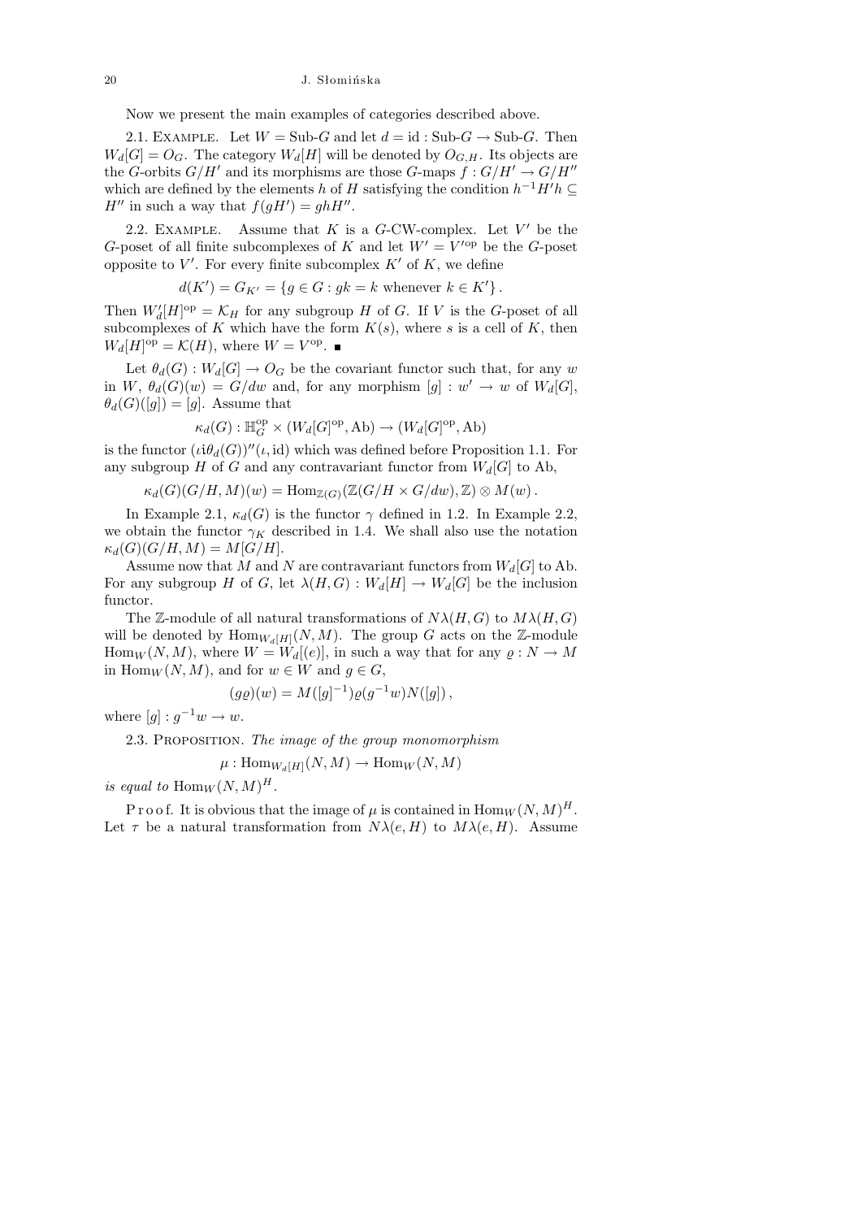Now we present the main examples of categories described above.

2.1. Example. Let $W = \text{Sub-}G$ and let $d = \text{id} : \text{Sub-}G \to \text{Sub-}G$. Then $W_d[G] = O_G$. The category $W_d[H]$ will be denoted by $O_{G,H}$. Its objects are the $G$-orbits $G/H'$ and its morphisms are those $G$-maps $f : G/H' \to G/H''$ which are defined by the elements $h$ of $H$ satisfying the condition $h^{-1}H'h \subseteq H''$ in such a way that $f(gH') = ghH''$.

2.2. Example. Assume that $K$ is a $G$-CW-complex. Let $V'$ be the $G$-poset of all finite subcomplexes of $K$ and let $W' = V'^{\text{op}}$ be the $G$-poset opposite to $V'$. For every finite subcomplex $K'$ of $K$, we define

$$d(K') = G_{K'} = \{g \in G : gk = k \text{ whenever } k \in K'\}.$$

Then $W'_d[H]^{\text{op}} = \mathcal{K}_H$ for any subgroup $H$ of $G$. If $V$ is the $G$-poset of all subcomplexes of $K$ which have the form $K(s)$, where $s$ is a cell of $K$, then $W_d[H]^{\text{op}} = \mathcal{K}(H)$, where $W = V^{\text{op}}$. ∎

Let $\theta_d(G) : W_d[G] \to O_G$ be the covariant functor such that, for any $w$ in $W$, $\theta_d(G)(w) = G/dw$ and, for any morphism $[g] : w' \to w$ of $W_d[G]$, $\theta_d(G)([g]) = [g]$. Assume that

$$\kappa_d(G) : \mathbb{H}_G^{\text{op}} \times (W_d[G]^{\text{op}}, \text{Ab}) \to (W_d[G]^{\text{op}}, \text{Ab})$$

is the functor $(\iota i \theta_d(G))''(\iota, \text{id})$ which was defined before Proposition 1.1. For any subgroup $H$ of $G$ and any contravariant functor from $W_d[G]$ to Ab,

$$\kappa_d(G)(G/H, M)(w) = \text{Hom}_{\mathbb{Z}(G)}(\mathbb{Z}(G/H \times G/dw), \mathbb{Z}) \otimes M(w).$$

In Example 2.1, $\kappa_d(G)$ is the functor $\gamma$ defined in 1.2. In Example 2.2, we obtain the functor $\gamma_K$ described in 1.4. We shall also use the notation $\kappa_d(G)(G/H, M) = M[G/H]$.

Assume now that $M$ and $N$ are contravariant functors from $W_d[G]$ to Ab. For any subgroup $H$ of $G$, let $\lambda(H, G) : W_d[H] \to W_d[G]$ be the inclusion functor.

The $\mathbb{Z}$-module of all natural transformations of $N\lambda(H, G)$ to $M\lambda(H, G)$ will be denoted by $\text{Hom}_{W_d[H]}(N, M)$. The group $G$ acts on the $\mathbb{Z}$-module $\text{Hom}_W(N, M)$, where $W = W_d[(e)]$, in such a way that for any $\varrho : N \to M$ in $\text{Hom}_W(N, M)$, and for $w \in W$ and $g \in G$,

$$(g\varrho)(w) = M([g]^{-1})\varrho(g^{-1}w)N([g]),$$

where $[g] : g^{-1}w \to w$.

2.3. Proposition. *The image of the group monomorphism*

$$\mu : \text{Hom}_{W_d[H]}(N, M) \to \text{Hom}_W(N, M)$$

*is equal to* $\text{Hom}_W(N, M)^H$.

Proof. It is obvious that the image of $\mu$ is contained in $\text{Hom}_W(N, M)^H$. Let $\tau$ be a natural transformation from $N\lambda(e, H)$ to $M\lambda(e, H)$. Assume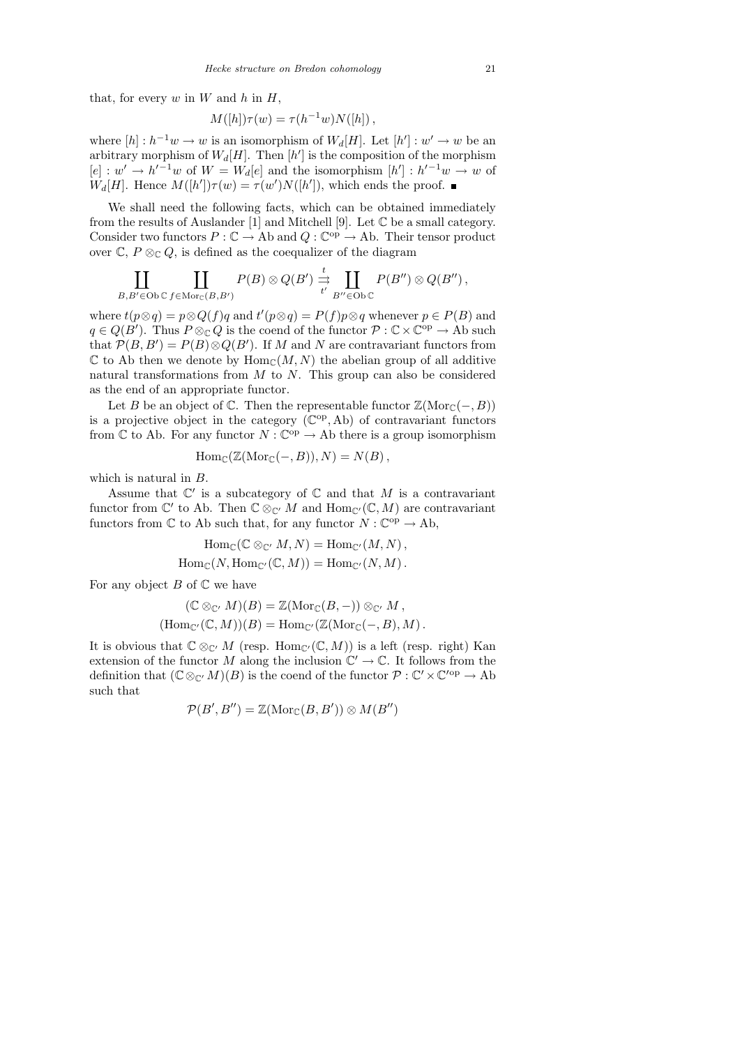that, for every $w$ in $W$ and $h$ in $H$,

$$M([h])\tau(w) = \tau(h^{-1}w)N([h])\,,$$

where $[h] : h^{-1}w \to w$ is an isomorphism of $W_d[H]$. Let $[h'] : w' \to w$ be an arbitrary morphism of $W_d[H]$. Then $[h']$ is the composition of the morphism $[e] : w' \to h'^{-1}w$ of $W = W_d[e]$ and the isomorphism $[h'] : h'^{-1}w \to w$ of $W_d[H]$. Hence $M([h'])\tau(w) = \tau(w')N([h'])$, which ends the proof. ■

We shall need the following facts, which can be obtained immediately from the results of Auslander [1] and Mitchell [9]. Let $\mathbb{C}$ be a small category. Consider two functors $P : \mathbb{C} \to \mathrm{Ab}$ and $Q : \mathbb{C}^{\mathrm{op}} \to \mathrm{Ab}$. Their tensor product over $\mathbb{C}$, $P \otimes_{\mathbb{C}} Q$, is defined as the coequalizer of the diagram

$$\coprod_{B,B'\in \mathrm{Ob}\,\mathbb{C}} \ \coprod_{f\in \mathrm{Mor}_{\mathbb{C}}(B,B')} P(B) \otimes Q(B') \underset{t'}{\overset{t}{\rightrightarrows}} \coprod_{B''\in \mathrm{Ob}\,\mathbb{C}} P(B'') \otimes Q(B'')\,,$$

where $t(p\otimes q) = p\otimes Q(f)q$ and $t'(p\otimes q) = P(f)p\otimes q$ whenever $p \in P(B)$ and $q \in Q(B')$. Thus $P \otimes_{\mathbb{C}} Q$ is the coend of the functor $\mathcal{P} : \mathbb{C} \times \mathbb{C}^{\mathrm{op}} \to \mathrm{Ab}$ such that $\mathcal{P}(B, B') = P(B)\otimes Q(B')$. If $M$ and $N$ are contravariant functors from $\mathbb{C}$ to Ab then we denote by $\mathrm{Hom}_{\mathbb{C}}(M, N)$ the abelian group of all additive natural transformations from $M$ to $N$. This group can also be considered as the end of an appropriate functor.

Let $B$ be an object of $\mathbb{C}$. Then the representable functor $\mathbb{Z}(\mathrm{Mor}_{\mathbb{C}}(-, B))$ is a projective object in the category $(\mathbb{C}^{\mathrm{op}}, \mathrm{Ab})$ of contravariant functors from $\mathbb{C}$ to Ab. For any functor $N : \mathbb{C}^{\mathrm{op}} \to \mathrm{Ab}$ there is a group isomorphism

$$\mathrm{Hom}_{\mathbb{C}}(\mathbb{Z}(\mathrm{Mor}_{\mathbb{C}}(-, B)), N) = N(B)\,,$$

which is natural in $B$.

Assume that $\mathbb{C}'$ is a subcategory of $\mathbb{C}$ and that $M$ is a contravariant functor from $\mathbb{C}'$ to Ab. Then $\mathbb{C} \otimes_{\mathbb{C}'} M$ and $\mathrm{Hom}_{\mathbb{C}'}(\mathbb{C}, M)$ are contravariant functors from $\mathbb{C}$ to Ab such that, for any functor $N : \mathbb{C}^{\mathrm{op}} \to \mathrm{Ab}$,

$$\mathrm{Hom}_{\mathbb{C}}(\mathbb{C} \otimes_{\mathbb{C}'} M, N) = \mathrm{Hom}_{\mathbb{C}'}(M, N)\,,$$
$$\mathrm{Hom}_{\mathbb{C}}(N, \mathrm{Hom}_{\mathbb{C}'}(\mathbb{C}, M)) = \mathrm{Hom}_{\mathbb{C}'}(N, M)\,.$$

For any object $B$ of $\mathbb{C}$ we have

$$(\mathbb{C} \otimes_{\mathbb{C}'} M)(B) = \mathbb{Z}(\mathrm{Mor}_{\mathbb{C}}(B, -)) \otimes_{\mathbb{C}'} M\,,$$
$$(\mathrm{Hom}_{\mathbb{C}'}(\mathbb{C}, M))(B) = \mathrm{Hom}_{\mathbb{C}'}(\mathbb{Z}(\mathrm{Mor}_{\mathbb{C}}(-, B), M)\,.$$

It is obvious that $\mathbb{C} \otimes_{\mathbb{C}'} M$ (resp. $\mathrm{Hom}_{\mathbb{C}'}(\mathbb{C}, M)$) is a left (resp. right) Kan extension of the functor $M$ along the inclusion $\mathbb{C}' \to \mathbb{C}$. It follows from the definition that $(\mathbb{C} \otimes_{\mathbb{C}'} M)(B)$ is the coend of the functor $\mathcal{P} : \mathbb{C}' \times \mathbb{C}'^{\mathrm{op}} \to \mathrm{Ab}$ such that

$$\mathcal{P}(B', B'') = \mathbb{Z}(\mathrm{Mor}_{\mathbb{C}}(B, B')) \otimes M(B'')$$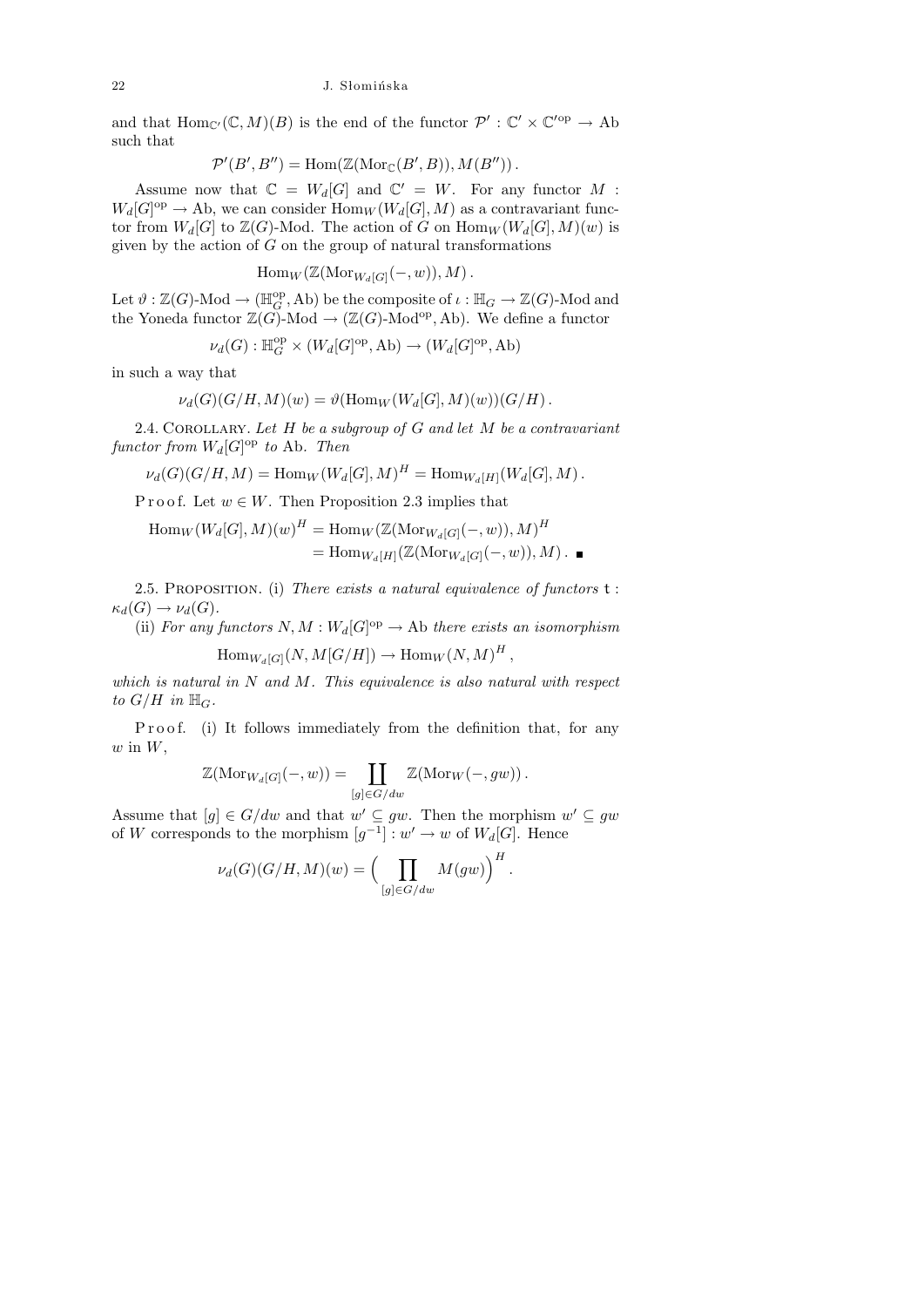and that $\mathrm{Hom}_{\mathbb{C}'}(\mathbb{C}, M)(B)$ is the end of the functor $\mathcal{P}' : \mathbb{C}' \times \mathbb{C}'^{\mathrm{op}} \to \mathrm{Ab}$ such that

$$\mathcal{P}'(B', B'') = \mathrm{Hom}(\mathbb{Z}(\mathrm{Mor}_{\mathbb{C}}(B', B)), M(B'')) .$$

Assume now that $\mathbb{C} = W_d[G]$ and $\mathbb{C}' = W$. For any functor $M : W_d[G]^{\mathrm{op}} \to \mathrm{Ab}$, we can consider $\mathrm{Hom}_W(W_d[G], M)$ as a contravariant functor from $W_d[G]$ to $\mathbb{Z}(G)$-Mod. The action of $G$ on $\mathrm{Hom}_W(W_d[G], M)(w)$ is given by the action of $G$ on the group of natural transformations

$$\mathrm{Hom}_W(\mathbb{Z}(\mathrm{Mor}_{W_d[G]}(-, w)), M) .$$

Let $\vartheta : \mathbb{Z}(G)\text{-Mod} \to (\mathbb{H}_G^{\mathrm{op}}, \mathrm{Ab})$ be the composite of $\iota : \mathbb{H}_G \to \mathbb{Z}(G)$-Mod and the Yoneda functor $\mathbb{Z}(G)\text{-Mod} \to (\mathbb{Z}(G)\text{-Mod}^{\mathrm{op}}, \mathrm{Ab})$. We define a functor

$$\nu_d(G) : \mathbb{H}_G^{\mathrm{op}} \times (W_d[G]^{\mathrm{op}}, \mathrm{Ab}) \to (W_d[G]^{\mathrm{op}}, \mathrm{Ab})$$

in such a way that

$$\nu_d(G)(G/H, M)(w) = \vartheta(\mathrm{Hom}_W(W_d[G], M)(w))(G/H) .$$

2.4. Corollary. *Let $H$ be a subgroup of $G$ and let $M$ be a contravariant functor from $W_d[G]^{\mathrm{op}}$ to* Ab. *Then*

$$\nu_d(G)(G/H, M) = \mathrm{Hom}_W(W_d[G], M)^H = \mathrm{Hom}_{W_d[H]}(W_d[G], M) .$$

Proof. Let $w \in W$. Then Proposition 2.3 implies that

$$\begin{aligned} \mathrm{Hom}_W(W_d[G], M)(w)^H &= \mathrm{Hom}_W(\mathbb{Z}(\mathrm{Mor}_{W_d[G]}(-, w)), M)^H \\ &= \mathrm{Hom}_{W_d[H]}(\mathbb{Z}(\mathrm{Mor}_{W_d[G]}(-, w)), M) . \ \blacksquare \end{aligned}$$

2.5. Proposition. (i) *There exists a natural equivalence of functors* $\mathtt{t} : \kappa_d(G) \to \nu_d(G)$.

(ii) *For any functors $N, M : W_d[G]^{\mathrm{op}} \to \mathrm{Ab}$ there exists an isomorphism*

$$\mathrm{Hom}_{W_d[G]}(N, M[G/H]) \to \mathrm{Hom}_W(N, M)^H ,$$

*which is natural in $N$ and $M$. This equivalence is also natural with respect to $G/H$ in $\mathbb{H}_G$.*

Proof. (i) It follows immediately from the definition that, for any $w$ in $W$,

$$\mathbb{Z}(\mathrm{Mor}_{W_d[G]}(-, w)) = \coprod_{[g] \in G/dw} \mathbb{Z}(\mathrm{Mor}_W(-, gw)) .$$

Assume that $[g] \in G/dw$ and that $w' \subseteq gw$. Then the morphism $w' \subseteq gw$ of $W$ corresponds to the morphism $[g^{-1}] : w' \to w$ of $W_d[G]$. Hence

$$\nu_d(G)(G/H, M)(w) = \Big( \prod_{[g] \in G/dw} M(gw) \Big)^H .$$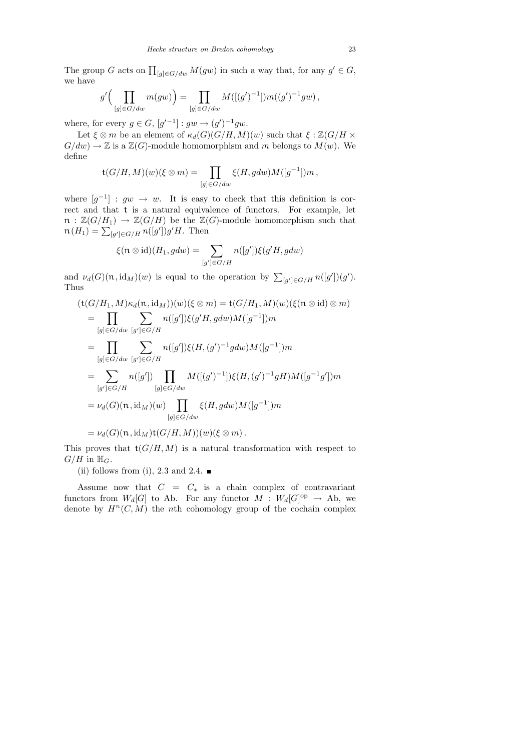The group $G$ acts on $\prod_{[g]\in G/dw} M(gw)$ in such a way that, for any $g' \in G$, we have

$$g'\Big(\prod_{[g]\in G/dw} m(gw)\Big) = \prod_{[g]\in G/dw} M([(g')^{-1}])m((g')^{-1}gw)\,,$$

where, for every $g \in G$, $[g'^{-1}] : gw \to (g')^{-1}gw$.

Let $\xi \otimes m$ be an element of $\kappa_d(G)(G/H, M)(w)$ such that $\xi : \mathbb{Z}(G/H \times G/dw) \to \mathbb{Z}$ is a $\mathbb{Z}(G)$-module homomorphism and $m$ belongs to $M(w)$. We define

$$\mathsf{t}(G/H, M)(w)(\xi \otimes m) = \prod_{[g]\in G/dw} \xi(H, gdw)M([g^{-1}])m\,,$$

where $[g^{-1}] : gw \to w$. It is easy to check that this definition is correct and that $\mathsf{t}$ is a natural equivalence of functors. For example, let $\mathfrak{n} : \mathbb{Z}(G/H_1) \to \mathbb{Z}(G/H)$ be the $\mathbb{Z}(G)$-module homomorphism such that $\mathfrak{n}(H_1) = \sum_{[g']\in G/H} n([g'])g'H$. Then

$$\xi(\mathfrak{n} \otimes \mathrm{id})(H_1, gdw) = \sum_{[g']\in G/H} n([g'])\xi(g'H, gdw)$$

and $\nu_d(G)(\mathfrak{n}, \mathrm{id}_M)(w)$ is equal to the operation by $\sum_{[g']\in G/H} n([g'])(g')$. Thus

$$\begin{aligned}
(\mathsf{t}(G/H_1, M)\kappa_d(\mathfrak{n}, \mathrm{id}_M))(w)(\xi \otimes m) &= \mathsf{t}(G/H_1, M)(w)(\xi(\mathfrak{n} \otimes \mathrm{id}) \otimes m)\\
&= \prod_{[g]\in G/dw} \sum_{[g']\in G/H} n([g'])\xi(g'H, gdw)M([g^{-1}])m\\
&= \prod_{[g]\in G/dw} \sum_{[g']\in G/H} n([g'])\xi(H, (g')^{-1}gdw)M([g^{-1}])m\\
&= \sum_{[g']\in G/H} n([g']) \prod_{[g]\in G/dw} M([(g')^{-1}])\xi(H, (g')^{-1}gH)M([g^{-1}g'])m\\
&= \nu_d(G)(\mathfrak{n}, \mathrm{id}_M)(w) \prod_{[g]\in G/dw} \xi(H, gdw)M([g^{-1}])m\\
&= \nu_d(G)(\mathfrak{n}, \mathrm{id}_M)\mathsf{t}(G/H, M))(w)(\xi \otimes m)\,.
\end{aligned}$$

This proves that $\mathsf{t}(G/H, M)$ is a natural transformation with respect to $G/H$ in $\mathbb{H}_G$.

(ii) follows from (i), 2.3 and 2.4. ∎

Assume now that $C = C_*$ is a chain complex of contravariant functors from $W_d[G]$ to Ab. For any functor $M : W_d[G]^{\mathrm{op}} \to \mathrm{Ab}$, we denote by $H^n(C, M)$ the $n$th cohomology group of the cochain complex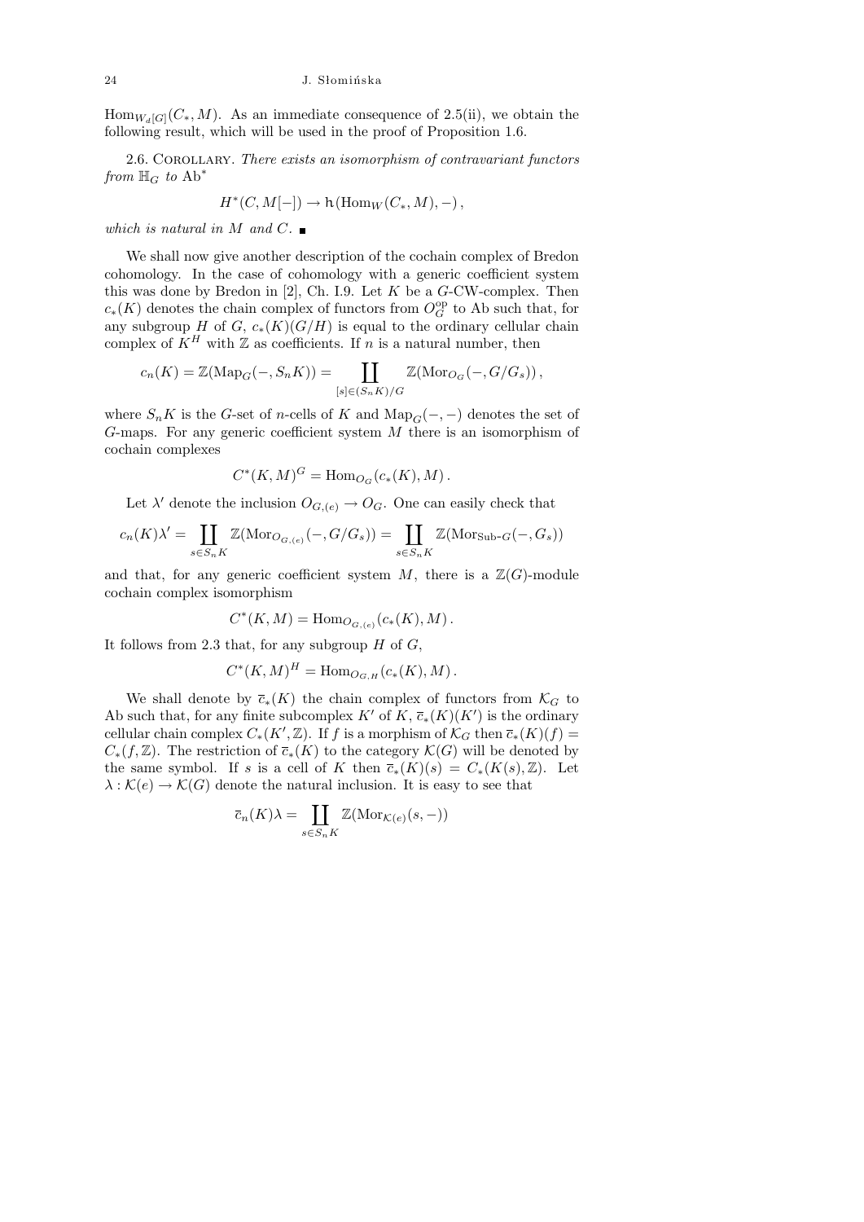$\mathrm{Hom}_{W_d[G]}(C_*, M)$. As an immediate consequence of 2.5(ii), we obtain the following result, which will be used in the proof of Proposition 1.6.

2.6. Corollary. *There exists an isomorphism of contravariant functors from* $\mathbb{H}_G$ *to* $\mathrm{Ab}^*$

$$H^*(C, M[-]) \to \mathtt{h}(\mathrm{Hom}_W(C_*, M), -)\,,$$

*which is natural in* $M$ *and* $C$. ∎

We shall now give another description of the cochain complex of Bredon cohomology. In the case of cohomology with a generic coefficient system this was done by Bredon in [2], Ch. I.9. Let $K$ be a $G$-CW-complex. Then $c_*(K)$ denotes the chain complex of functors from $O_G^{\mathrm{op}}$ to Ab such that, for any subgroup $H$ of $G$, $c_*(K)(G/H)$ is equal to the ordinary cellular chain complex of $K^H$ with $\mathbb{Z}$ as coefficients. If $n$ is a natural number, then

$$c_n(K) = \mathbb{Z}(\mathrm{Map}_G(-, S_n K)) = \coprod_{[s]\in(S_n K)/G} \mathbb{Z}(\mathrm{Mor}_{O_G}(-, G/G_s))\,,$$

where $S_n K$ is the $G$-set of $n$-cells of $K$ and $\mathrm{Map}_G(-,-)$ denotes the set of $G$-maps. For any generic coefficient system $M$ there is an isomorphism of cochain complexes

$$C^*(K, M)^G = \mathrm{Hom}_{O_G}(c_*(K), M)\,.$$

Let $\lambda'$ denote the inclusion $O_{G,(e)} \to O_G$. One can easily check that

$$c_n(K)\lambda' = \coprod_{s\in S_n K} \mathbb{Z}(\mathrm{Mor}_{O_{G,(e)}}(-, G/G_s)) = \coprod_{s\in S_n K} \mathbb{Z}(\mathrm{Mor}_{\mathrm{Sub}\text{-}G}(-, G_s))$$

and that, for any generic coefficient system $M$, there is a $\mathbb{Z}(G)$-module cochain complex isomorphism

$$C^*(K, M) = \mathrm{Hom}_{O_{G,(e)}}(c_*(K), M)\,.$$

It follows from 2.3 that, for any subgroup $H$ of $G$,

$$C^*(K, M)^H = \mathrm{Hom}_{O_{G,H}}(c_*(K), M)\,.$$

We shall denote by $\overline{c}_*(K)$ the chain complex of functors from $\mathcal{K}_G$ to Ab such that, for any finite subcomplex $K'$ of $K$, $\overline{c}_*(K)(K')$ is the ordinary cellular chain complex $C_*(K', \mathbb{Z})$. If $f$ is a morphism of $\mathcal{K}_G$ then $\overline{c}_*(K)(f) = C_*(f, \mathbb{Z})$. The restriction of $\overline{c}_*(K)$ to the category $\mathcal{K}(G)$ will be denoted by the same symbol. If $s$ is a cell of $K$ then $\overline{c}_*(K)(s) = C_*(K(s), \mathbb{Z})$. Let $\lambda : \mathcal{K}(e) \to \mathcal{K}(G)$ denote the natural inclusion. It is easy to see that

$$\overline{c}_n(K)\lambda = \coprod_{s\in S_n K} \mathbb{Z}(\mathrm{Mor}_{\mathcal{K}(e)}(s, -))$$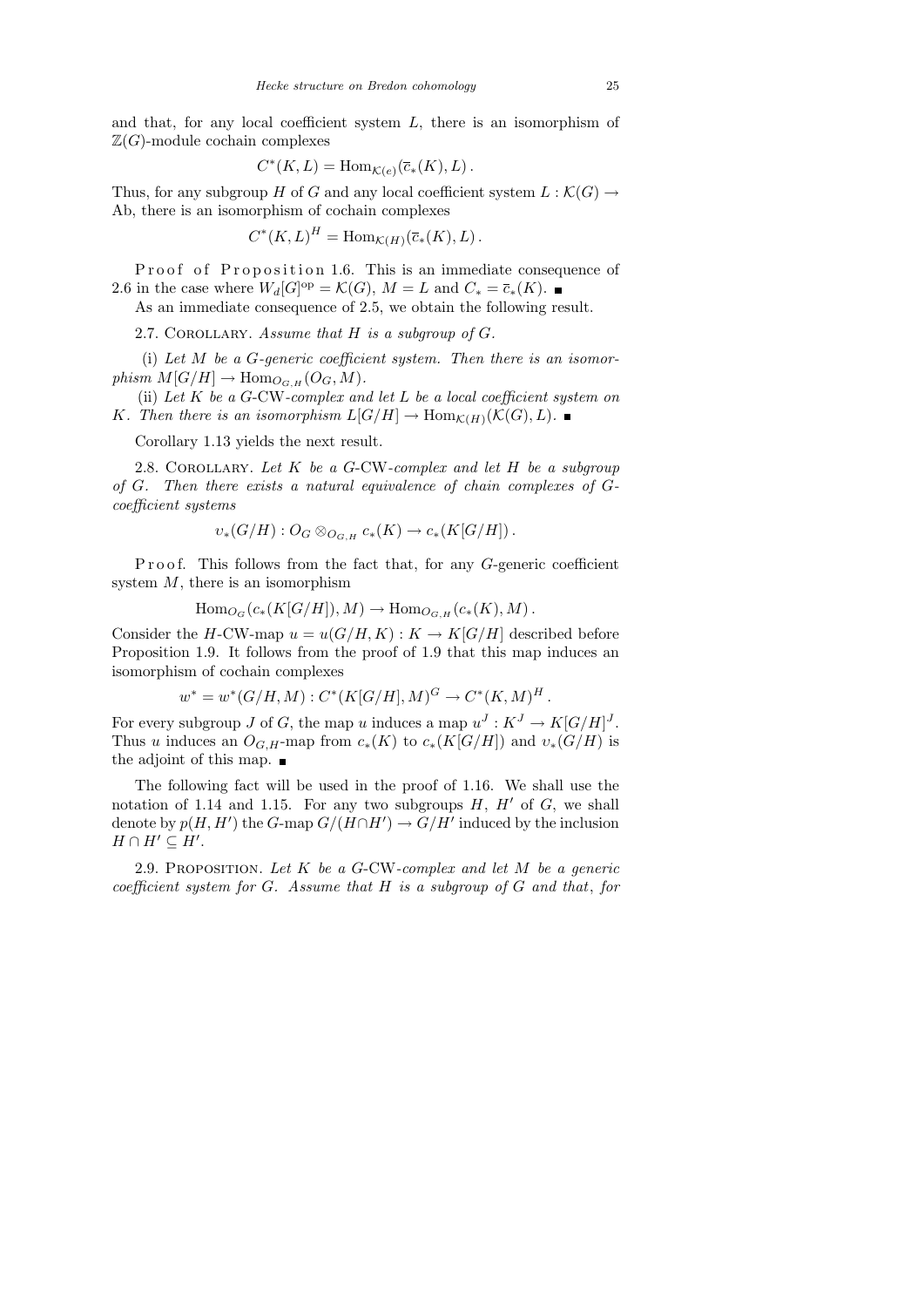and that, for any local coefficient system $L$, there is an isomorphism of $\mathbb{Z}(G)$-module cochain complexes

$$C^*(K, L) = \operatorname{Hom}_{\mathcal{K}(e)}(\overline{c}_*(K), L)\,.$$

Thus, for any subgroup $H$ of $G$ and any local coefficient system $L : \mathcal{K}(G) \to \mathrm{Ab}$, there is an isomorphism of cochain complexes

$$C^*(K, L)^H = \operatorname{Hom}_{\mathcal{K}(H)}(\overline{c}_*(K), L)\,.$$

Proof of Proposition 1.6. This is an immediate consequence of 2.6 in the case where $W_d[G]^{\mathrm{op}} = \mathcal{K}(G)$, $M = L$ and $C_* = \overline{c}_*(K)$. ∎

As an immediate consequence of 2.5, we obtain the following result.

2.7. Corollary. *Assume that $H$ is a subgroup of $G$.*

(i) *Let $M$ be a $G$-generic coefficient system. Then there is an isomorphism $M[G/H] \to \operatorname{Hom}_{O_{G,H}}(O_G, M)$.*

(ii) *Let $K$ be a $G$-CW-complex and let $L$ be a local coefficient system on $K$. Then there is an isomorphism $L[G/H] \to \operatorname{Hom}_{\mathcal{K}(H)}(\mathcal{K}(G), L)$.* ∎

Corollary 1.13 yields the next result.

2.8. Corollary. *Let $K$ be a $G$-CW-complex and let $H$ be a subgroup of $G$. Then there exists a natural equivalence of chain complexes of $G$-coefficient systems*

$$\upsilon_*(G/H) : O_G \otimes_{O_{G,H}} c_*(K) \to c_*(K[G/H])\,.$$

Proof. This follows from the fact that, for any $G$-generic coefficient system $M$, there is an isomorphism

$$\operatorname{Hom}_{O_G}(c_*(K[G/H]), M) \to \operatorname{Hom}_{O_{G,H}}(c_*(K), M)\,.$$

Consider the $H$-CW-map $u = u(G/H, K) : K \to K[G/H]$ described before Proposition 1.9. It follows from the proof of 1.9 that this map induces an isomorphism of cochain complexes

$$w^* = w^*(G/H, M) : C^*(K[G/H], M)^G \to C^*(K, M)^H\,.$$

For every subgroup $J$ of $G$, the map $u$ induces a map $u^J : K^J \to K[G/H]^J$. Thus $u$ induces an $O_{G,H}$-map from $c_*(K)$ to $c_*(K[G/H])$ and $\upsilon_*(G/H)$ is the adjoint of this map. ∎

The following fact will be used in the proof of 1.16. We shall use the notation of 1.14 and 1.15. For any two subgroups $H$, $H'$ of $G$, we shall denote by $p(H, H')$ the $G$-map $G/(H \cap H') \to G/H'$ induced by the inclusion $H \cap H' \subseteq H'$.

2.9. Proposition. *Let $K$ be a $G$-CW-complex and let $M$ be a generic coefficient system for $G$. Assume that $H$ is a subgroup of $G$ and that, for*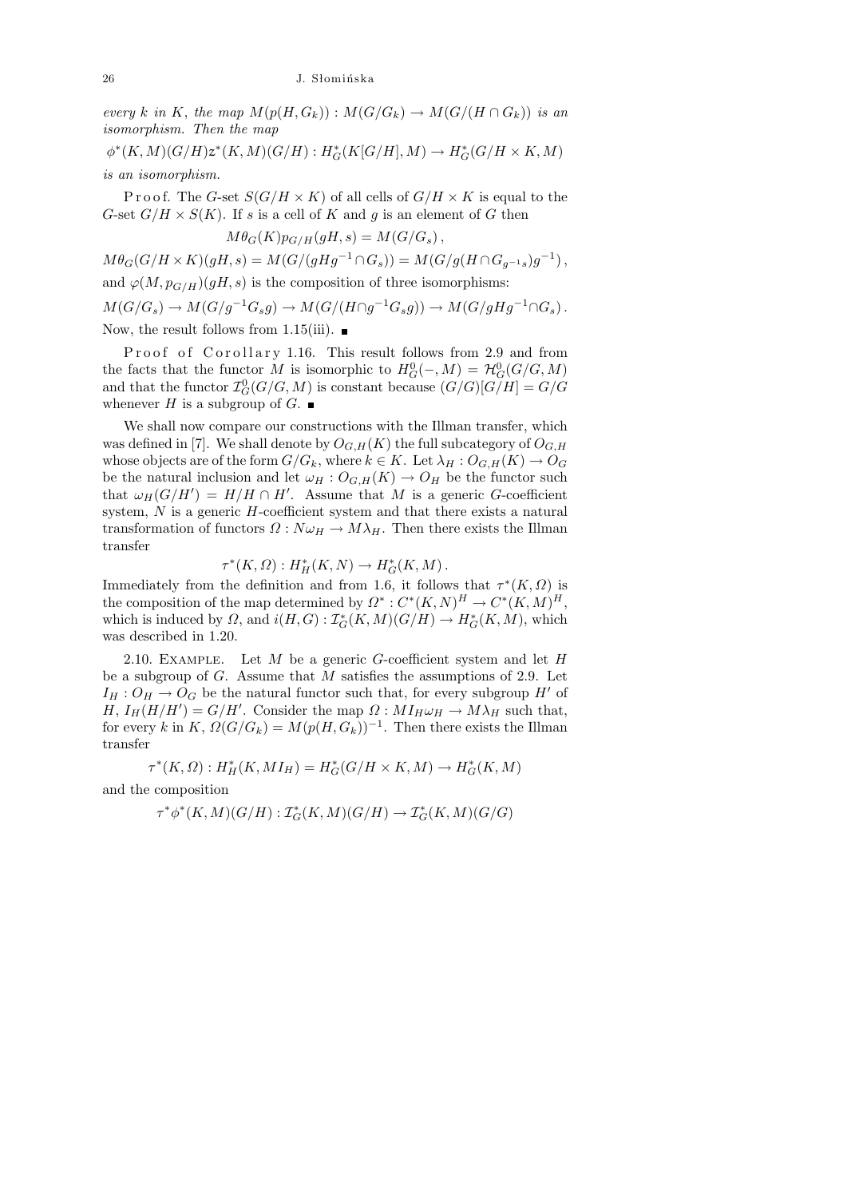*every $k$ in $K$, the map $M(p(H,G_k)) : M(G/G_k) \to M(G/(H\cap G_k))$ is an isomorphism. Then the map*

$$\phi^*(K,M)(G/H)z^*(K,M)(G/H) : H^*_G(K[G/H],M) \to H^*_G(G/H\times K,M)$$

*is an isomorphism.*

Proof. The $G$-set $S(G/H\times K)$ of all cells of $G/H\times K$ is equal to the $G$-set $G/H\times S(K)$. If $s$ is a cell of $K$ and $g$ is an element of $G$ then

$$M\theta_G(K)p_{G/H}(gH,s) = M(G/G_s),$$

$$M\theta_G(G/H\times K)(gH,s) = M(G/(gHg^{-1}\cap G_s)) = M(G/g(H\cap G_{g^{-1}s})g^{-1}),$$

and $\varphi(M,p_{G/H})(gH,s)$ is the composition of three isomorphisms:

$$M(G/G_s)\to M(G/g^{-1}G_sg)\to M(G/(H\cap g^{-1}G_sg))\to M(G/gHg^{-1}\cap G_s).$$

Now, the result follows from 1.15(iii). ∎

Proof of Corollary 1.16. This result follows from 2.9 and from the facts that the functor $M$ is isomorphic to $H^0_G(-,M) = \mathcal{H}^0_G(G/G,M)$ and that the functor $\mathcal{I}^0_G(G/G,M)$ is constant because $(G/G)[G/H] = G/G$ whenever $H$ is a subgroup of $G$. ∎

We shall now compare our constructions with the Illman transfer, which was defined in [7]. We shall denote by $O_{G,H}(K)$ the full subcategory of $O_{G,H}$ whose objects are of the form $G/G_k$, where $k\in K$. Let $\lambda_H : O_{G,H}(K)\to O_G$ be the natural inclusion and let $\omega_H : O_{G,H}(K)\to O_H$ be the functor such that $\omega_H(G/H') = H/H\cap H'$. Assume that $M$ is a generic $G$-coefficient system, $N$ is a generic $H$-coefficient system and that there exists a natural transformation of functors $\Omega : N\omega_H\to M\lambda_H$. Then there exists the Illman transfer

$$\tau^*(K,\Omega) : H^*_H(K,N)\to H^*_G(K,M).$$

Immediately from the definition and from 1.6, it follows that $\tau^*(K,\Omega)$ is the composition of the map determined by $\Omega^* : C^*(K,N)^H \to C^*(K,M)^H$, which is induced by $\Omega$, and $i(H,G) : \mathcal{I}^*_G(K,M)(G/H)\to H^*_G(K,M)$, which was described in 1.20.

2.10. Example. Let $M$ be a generic $G$-coefficient system and let $H$ be a subgroup of $G$. Assume that $M$ satisfies the assumptions of 2.9. Let $I_H : O_H\to O_G$ be the natural functor such that, for every subgroup $H'$ of $H$, $I_H(H/H') = G/H'$. Consider the map $\Omega : MI_H\omega_H\to M\lambda_H$ such that, for every $k$ in $K$, $\Omega(G/G_k) = M(p(H,G_k))^{-1}$. Then there exists the Illman transfer

$$\tau^*(K,\Omega) : H^*_H(K,MI_H) = H^*_G(G/H\times K,M)\to H^*_G(K,M)$$

and the composition

$$\tau^*\phi^*(K,M)(G/H) : \mathcal{I}^*_G(K,M)(G/H)\to \mathcal{I}^*_G(K,M)(G/G)$$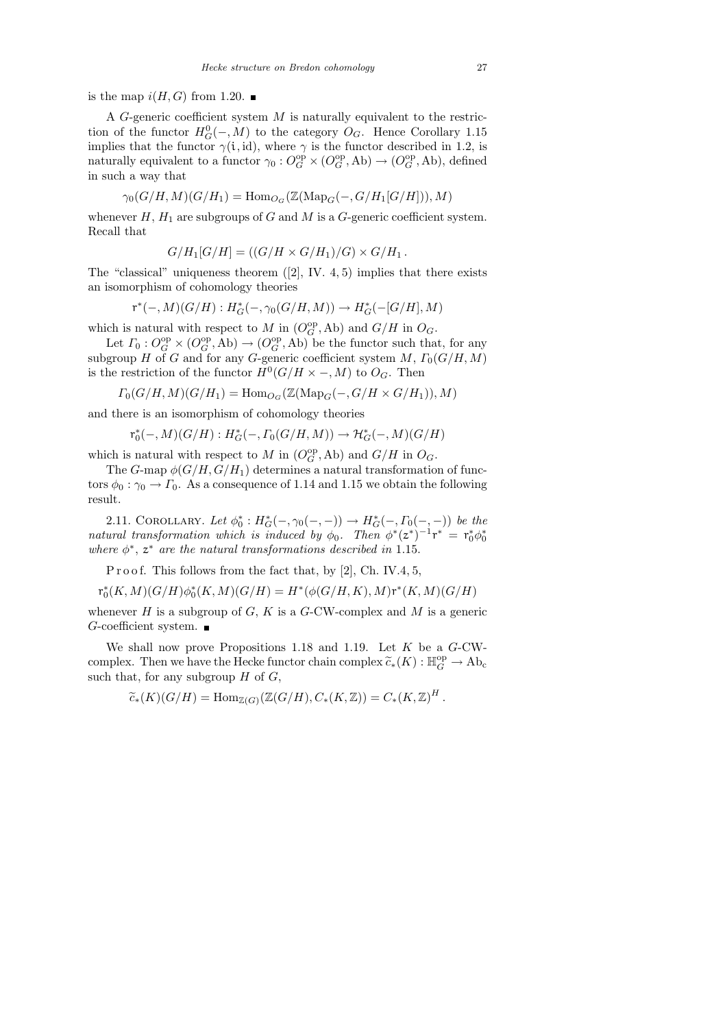is the map $i(H,G)$ from 1.20. ■

A $G$-generic coefficient system $M$ is naturally equivalent to the restriction of the functor $H^0_G(-,M)$ to the category $O_G$. Hence Corollary 1.15 implies that the functor $\gamma(\mathfrak{i},\mathrm{id})$, where $\gamma$ is the functor described in 1.2, is naturally equivalent to a functor $\gamma_0 : O_G^{\mathrm{op}} \times (O_G^{\mathrm{op}},\mathrm{Ab}) \to (O_G^{\mathrm{op}},\mathrm{Ab})$, defined in such a way that

$$\gamma_0(G/H,M)(G/H_1) = \mathrm{Hom}_{O_G}(\mathbb{Z}(\mathrm{Map}_G(-,G/H_1[G/H])),M)$$

whenever $H$, $H_1$ are subgroups of $G$ and $M$ is a $G$-generic coefficient system. Recall that

$$G/H_1[G/H] = ((G/H \times G/H_1)/G) \times G/H_1\,.$$

The "classical" uniqueness theorem ([2], IV. 4, 5) implies that there exists an isomorphism of cohomology theories

$$\mathfrak{r}^*(-,M)(G/H) : H^*_G(-,\gamma_0(G/H,M)) \to H^*_G(-[G/H],M)$$

which is natural with respect to $M$ in $(O_G^{\mathrm{op}},\mathrm{Ab})$ and $G/H$ in $O_G$.

Let $\Gamma_0 : O_G^{\mathrm{op}} \times (O_G^{\mathrm{op}},\mathrm{Ab}) \to (O_G^{\mathrm{op}},\mathrm{Ab})$ be the functor such that, for any subgroup $H$ of $G$ and for any $G$-generic coefficient system $M$, $\Gamma_0(G/H,M)$ is the restriction of the functor $H^0(G/H \times -,M)$ to $O_G$. Then

$$\Gamma_0(G/H,M)(G/H_1) = \mathrm{Hom}_{O_G}(\mathbb{Z}(\mathrm{Map}_G(-,G/H \times G/H_1)),M)$$

and there is an isomorphism of cohomology theories

$$\mathfrak{r}^*_0(-,M)(G/H) : H^*_G(-,\Gamma_0(G/H,M)) \to \mathcal{H}^*_G(-,M)(G/H)$$

which is natural with respect to $M$ in $(O_G^{\mathrm{op}},\mathrm{Ab})$ and $G/H$ in $O_G$.

The $G$-map $\phi(G/H,G/H_1)$ determines a natural transformation of functors $\phi_0 : \gamma_0 \to \Gamma_0$. As a consequence of 1.14 and 1.15 we obtain the following result.

2.11. Corollary. *Let $\phi^*_0 : H^*_G(-,\gamma_0(-,-)) \to H^*_G(-,\Gamma_0(-,-))$ be the natural transformation which is induced by $\phi_0$. Then $\phi^*(\mathfrak{z}^*)^{-1}\mathfrak{r}^* = \mathfrak{r}^*_0\phi^*_0$ where $\phi^*$, $\mathfrak{z}^*$ are the natural transformations described in* 1.15.

Proof. This follows from the fact that, by [2], Ch. IV.4, 5,

$$\mathfrak{r}^*_0(K,M)(G/H)\phi^*_0(K,M)(G/H) = H^*(\phi(G/H,K),M)\mathfrak{r}^*(K,M)(G/H)$$

whenever $H$ is a subgroup of $G$, $K$ is a $G$-CW-complex and $M$ is a generic $G$-coefficient system. ■

We shall now prove Propositions 1.18 and 1.19. Let $K$ be a $G$-CW-complex. Then we have the Hecke functor chain complex $\widetilde{c}_*(K) : \mathbb{H}_G^{\mathrm{op}} \to \mathrm{Ab}_{\mathrm{c}}$ such that, for any subgroup $H$ of $G$,

$$\widetilde{c}_*(K)(G/H) = \mathrm{Hom}_{\mathbb{Z}(G)}(\mathbb{Z}(G/H),C_*(K,\mathbb{Z})) = C_*(K,\mathbb{Z})^H\,.$$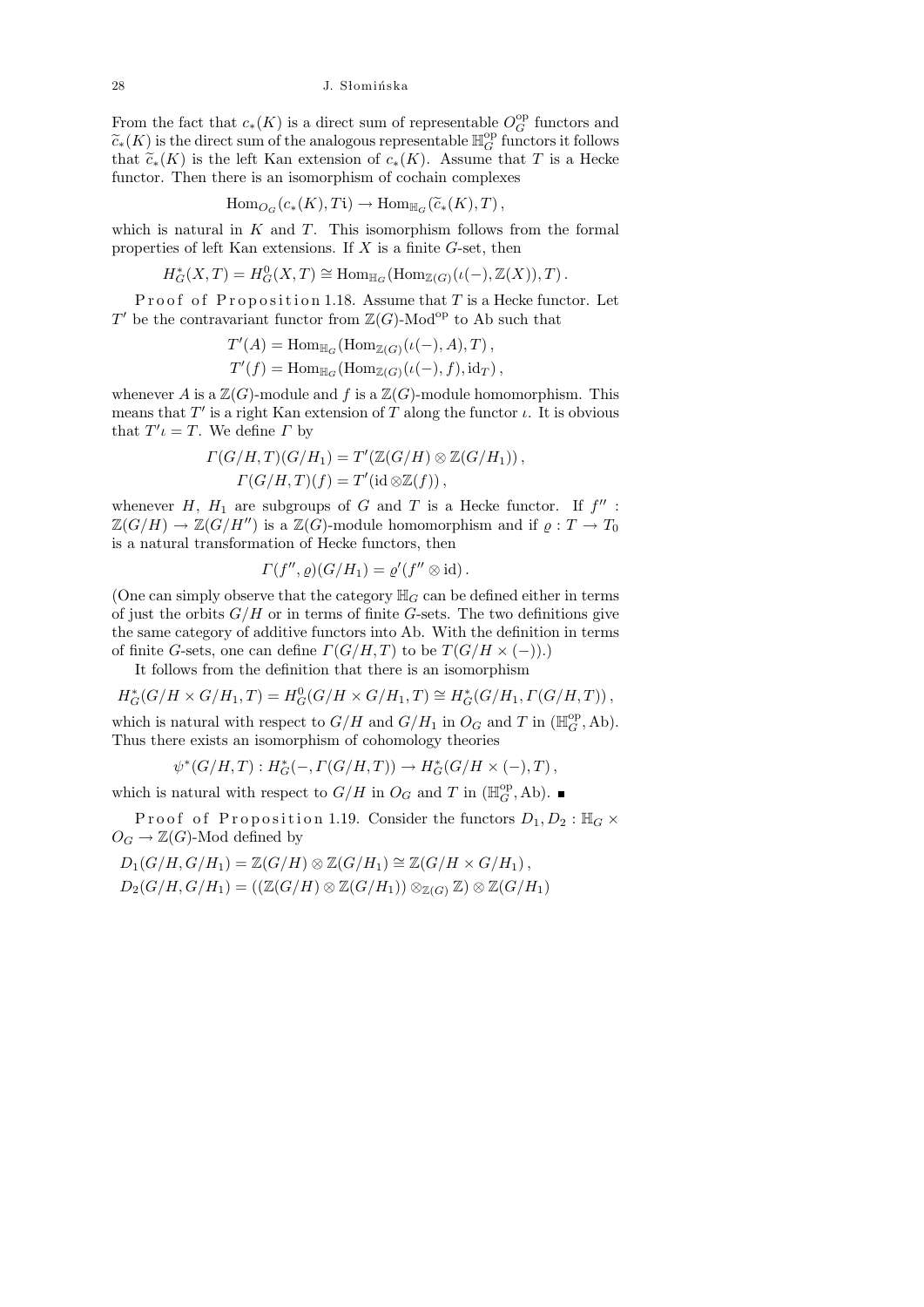From the fact that $c_*(K)$ is a direct sum of representable $O_G^{\rm op}$ functors and $\widetilde{c}_*(K)$ is the direct sum of the analogous representable $\mathbb{H}_G^{\rm op}$ functors it follows that $\widetilde{c}_*(K)$ is the left Kan extension of $c_*(K)$. Assume that $T$ is a Hecke functor. Then there is an isomorphism of cochain complexes

$$\mathrm{Hom}_{O_G}(c_*(K), T\mathrm{i}) \to \mathrm{Hom}_{\mathbb{H}_G}(\widetilde{c}_*(K), T)\,,$$

which is natural in $K$ and $T$. This isomorphism follows from the formal properties of left Kan extensions. If $X$ is a finite $G$-set, then

$$H_G^*(X,T) = H_G^0(X,T) \cong \mathrm{Hom}_{\mathbb{H}_G}(\mathrm{Hom}_{\mathbb{Z}(G)}(\iota(-), \mathbb{Z}(X)), T)\,.$$

Proof of Proposition 1.18. Assume that $T$ is a Hecke functor. Let $T'$ be the contravariant functor from $\mathbb{Z}(G)\text{-Mod}^{\rm op}$ to Ab such that

$$T'(A) = \mathrm{Hom}_{\mathbb{H}_G}(\mathrm{Hom}_{\mathbb{Z}(G)}(\iota(-), A), T)\,,$$
$$T'(f) = \mathrm{Hom}_{\mathbb{H}_G}(\mathrm{Hom}_{\mathbb{Z}(G)}(\iota(-), f), \mathrm{id}_T)\,,$$

whenever $A$ is a $\mathbb{Z}(G)$-module and $f$ is a $\mathbb{Z}(G)$-module homomorphism. This means that $T'$ is a right Kan extension of $T$ along the functor $\iota$. It is obvious that $T'\iota = T$. We define $\Gamma$ by

$$\Gamma(G/H,T)(G/H_1) = T'(\mathbb{Z}(G/H) \otimes \mathbb{Z}(G/H_1))\,,$$
$$\Gamma(G/H,T)(f) = T'(\mathrm{id} \otimes \mathbb{Z}(f))\,,$$

whenever $H$, $H_1$ are subgroups of $G$ and $T$ is a Hecke functor. If $f'' : \mathbb{Z}(G/H) \to \mathbb{Z}(G/H'')$ is a $\mathbb{Z}(G)$-module homomorphism and if $\varrho : T \to T_0$ is a natural transformation of Hecke functors, then

$$\Gamma(f'', \varrho)(G/H_1) = \varrho'(f'' \otimes \mathrm{id})\,.$$

(One can simply observe that the category $\mathbb{H}_G$ can be defined either in terms of just the orbits $G/H$ or in terms of finite $G$-sets. The two definitions give the same category of additive functors into Ab. With the definition in terms of finite $G$-sets, one can define $\Gamma(G/H,T)$ to be $T(G/H \times (-))$.)

It follows from the definition that there is an isomorphism

$$H_G^*(G/H \times G/H_1, T) = H_G^0(G/H \times G/H_1, T) \cong H_G^*(G/H_1, \Gamma(G/H,T))\,,$$

which is natural with respect to $G/H$ and $G/H_1$ in $O_G$ and $T$ in $(\mathbb{H}_G^{\rm op}, \mathrm{Ab})$. Thus there exists an isomorphism of cohomology theories

$$\psi^*(G/H,T) : H_G^*(-, \Gamma(G/H,T)) \to H_G^*(G/H \times (-), T)\,,$$

which is natural with respect to $G/H$ in $O_G$ and $T$ in $(\mathbb{H}_G^{\rm op}, \mathrm{Ab})$. ∎

Proof of Proposition 1.19. Consider the functors $D_1, D_2 : \mathbb{H}_G \times O_G \to \mathbb{Z}(G)\text{-Mod}$ defined by

$$D_1(G/H, G/H_1) = \mathbb{Z}(G/H) \otimes \mathbb{Z}(G/H_1) \cong \mathbb{Z}(G/H \times G/H_1)\,,$$
$$D_2(G/H, G/H_1) = ((\mathbb{Z}(G/H) \otimes \mathbb{Z}(G/H_1)) \otimes_{\mathbb{Z}(G)} \mathbb{Z}) \otimes \mathbb{Z}(G/H_1)$$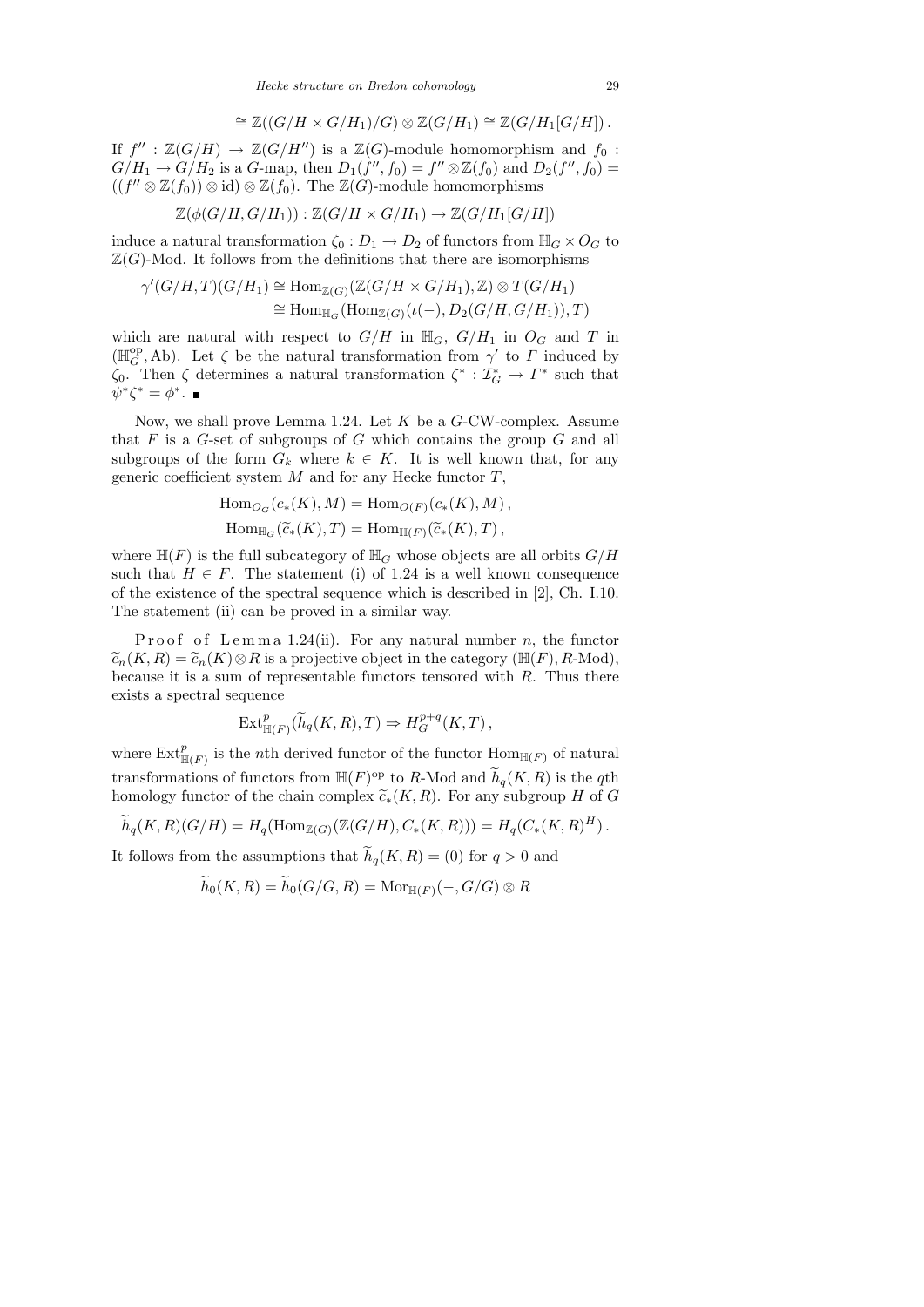$$\cong \mathbb{Z}((G/H \times G/H_1)/G) \otimes \mathbb{Z}(G/H_1) \cong \mathbb{Z}(G/H_1[G/H])\,.$$

If $f'' : \mathbb{Z}(G/H) \to \mathbb{Z}(G/H'')$ is a $\mathbb{Z}(G)$-module homomorphism and $f_0 : G/H_1 \to G/H_2$ is a $G$-map, then $D_1(f'', f_0) = f'' \otimes \mathbb{Z}(f_0)$ and $D_2(f'', f_0) = ((f'' \otimes \mathbb{Z}(f_0)) \otimes \mathrm{id}) \otimes \mathbb{Z}(f_0)$. The $\mathbb{Z}(G)$-module homomorphisms

$$\mathbb{Z}(\phi(G/H, G/H_1)) : \mathbb{Z}(G/H \times G/H_1) \to \mathbb{Z}(G/H_1[G/H])$$

induce a natural transformation $\zeta_0 : D_1 \to D_2$ of functors from $\mathbb{H}_G \times O_G$ to $\mathbb{Z}(G)$-Mod. It follows from the definitions that there are isomorphisms

$$\begin{aligned}
\gamma'(G/H, T)(G/H_1) &\cong \mathrm{Hom}_{\mathbb{Z}(G)}(\mathbb{Z}(G/H \times G/H_1), \mathbb{Z}) \otimes T(G/H_1) \\
&\cong \mathrm{Hom}_{\mathbb{H}_G}(\mathrm{Hom}_{\mathbb{Z}(G)}(\iota(-), D_2(G/H, G/H_1)), T)
\end{aligned}$$

which are natural with respect to $G/H$ in $\mathbb{H}_G$, $G/H_1$ in $O_G$ and $T$ in $(\mathbb{H}_G^{\mathrm{op}}, \mathrm{Ab})$. Let $\zeta$ be the natural transformation from $\gamma'$ to $\Gamma$ induced by $\zeta_0$. Then $\zeta$ determines a natural transformation $\zeta^* : \mathcal{I}_G^* \to \Gamma^*$ such that $\psi^* \zeta^* = \phi^*$. ∎

Now, we shall prove Lemma 1.24. Let $K$ be a $G$-CW-complex. Assume that $F$ is a $G$-set of subgroups of $G$ which contains the group $G$ and all subgroups of the form $G_k$ where $k \in K$. It is well known that, for any generic coefficient system $M$ and for any Hecke functor $T$,

$$\mathrm{Hom}_{O_G}(c_*(K), M) = \mathrm{Hom}_{O(F)}(c_*(K), M)\,,$$
$$\mathrm{Hom}_{\mathbb{H}_G}(\widetilde{c}_*(K), T) = \mathrm{Hom}_{\mathbb{H}(F)}(\widetilde{c}_*(K), T)\,,$$

where $\mathbb{H}(F)$ is the full subcategory of $\mathbb{H}_G$ whose objects are all orbits $G/H$ such that $H \in F$. The statement (i) of 1.24 is a well known consequence of the existence of the spectral sequence which is described in [2], Ch. I.10. The statement (ii) can be proved in a similar way.

*Proof of Lemma 1.24(ii).* For any natural number $n$, the functor $\widetilde{c}_n(K, R) = \widetilde{c}_n(K) \otimes R$ is a projective object in the category $(\mathbb{H}(F), R\text{-Mod})$, because it is a sum of representable functors tensored with $R$. Thus there exists a spectral sequence

$$\mathrm{Ext}^p_{\mathbb{H}(F)}(\widetilde{h}_q(K, R), T) \Rightarrow H_G^{p+q}(K, T)\,,$$

where $\mathrm{Ext}^p_{\mathbb{H}(F)}$ is the $n$th derived functor of the functor $\mathrm{Hom}_{\mathbb{H}(F)}$ of natural transformations of functors from $\mathbb{H}(F)^{\mathrm{op}}$ to $R$-Mod and $\widetilde{h}_q(K, R)$ is the $q$th homology functor of the chain complex $\widetilde{c}_*(K, R)$. For any subgroup $H$ of $G$

$$\widetilde{h}_q(K, R)(G/H) = H_q(\mathrm{Hom}_{\mathbb{Z}(G)}(\mathbb{Z}(G/H), C_*(K, R))) = H_q(C_*(K, R)^H)\,.$$

It follows from the assumptions that $\widetilde{h}_q(K, R) = (0)$ for $q > 0$ and

$$\widetilde{h}_0(K, R) = \widetilde{h}_0(G/G, R) = \mathrm{Mor}_{\mathbb{H}(F)}(-, G/G) \otimes R$$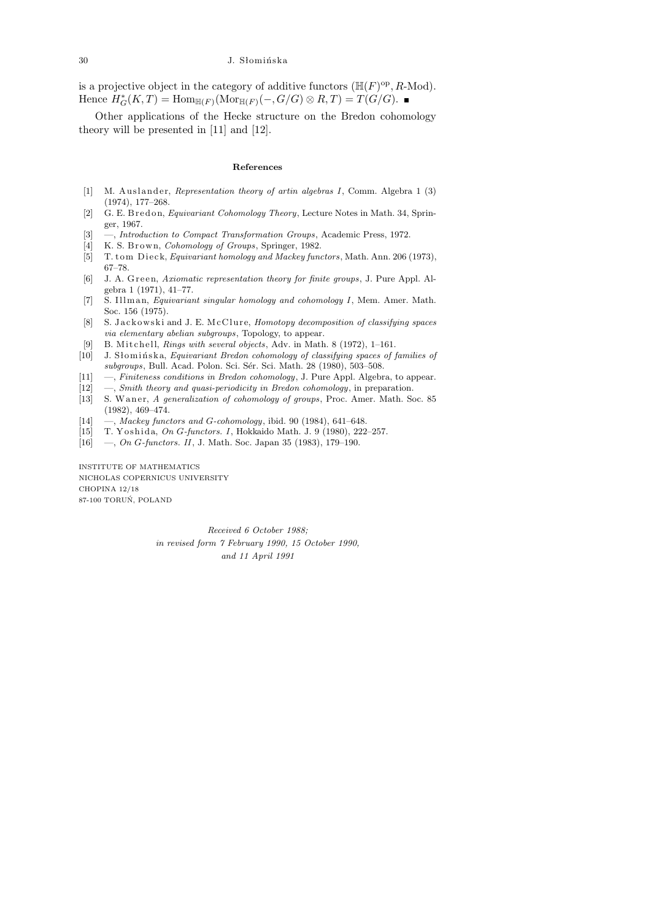is a projective object in the category of additive functors $(\mathbb{H}(F)^{\text{op}}, R\text{-Mod})$. Hence $H^*_G(K,T) = \text{Hom}_{\mathbb{H}(F)}(\text{Mor}_{\mathbb{H}(F)}(-, G/G) \otimes R, T) = T(G/G)$. ∎

Other applications of the Hecke structure on the Bredon cohomology theory will be presented in [11] and [12].

## References

[1] M. Auslander, *Representation theory of artin algebras I*, Comm. Algebra 1 (3) (1974), 177–268.

[2] G. E. Bredon, *Equivariant Cohomology Theory*, Lecture Notes in Math. 34, Springer, 1967.

[3] —, *Introduction to Compact Transformation Groups*, Academic Press, 1972.

[4] K. S. Brown, *Cohomology of Groups*, Springer, 1982.

[5] T. tom Dieck, *Equivariant homology and Mackey functors*, Math. Ann. 206 (1973), 67–78.

[6] J. A. Green, *Axiomatic representation theory for finite groups*, J. Pure Appl. Algebra 1 (1971), 41–77.

[7] S. Illman, *Equivariant singular homology and cohomology I*, Mem. Amer. Math. Soc. 156 (1975).

[8] S. Jackowski and J. E. McClure, *Homotopy decomposition of classifying spaces via elementary abelian subgroups*, Topology, to appear.

[9] B. Mitchell, *Rings with several objects*, Adv. in Math. 8 (1972), 1–161.

[10] J. Słomińska, *Equivariant Bredon cohomology of classifying spaces of families of subgroups*, Bull. Acad. Polon. Sci. Sér. Sci. Math. 28 (1980), 503–508.

[11] —, *Finiteness conditions in Bredon cohomology*, J. Pure Appl. Algebra, to appear.

[12] —, *Smith theory and quasi-periodicity in Bredon cohomology*, in preparation.

[13] S. Waner, *A generalization of cohomology of groups*, Proc. Amer. Math. Soc. 85 (1982), 469–474.

[14] —, *Mackey functors and G-cohomology*, ibid. 90 (1984), 641–648.

[15] T. Yoshida, *On G-functors. I*, Hokkaido Math. J. 9 (1980), 222–257.

[16] —, *On G-functors. II*, J. Math. Soc. Japan 35 (1983), 179–190.

INSTITUTE OF MATHEMATICS
NICHOLAS COPERNICUS UNIVERSITY
CHOPINA 12/18
87-100 TORUŃ, POLAND

*Received 6 October 1988;*
*in revised form 7 February 1990, 15 October 1990,*
*and 11 April 1991*